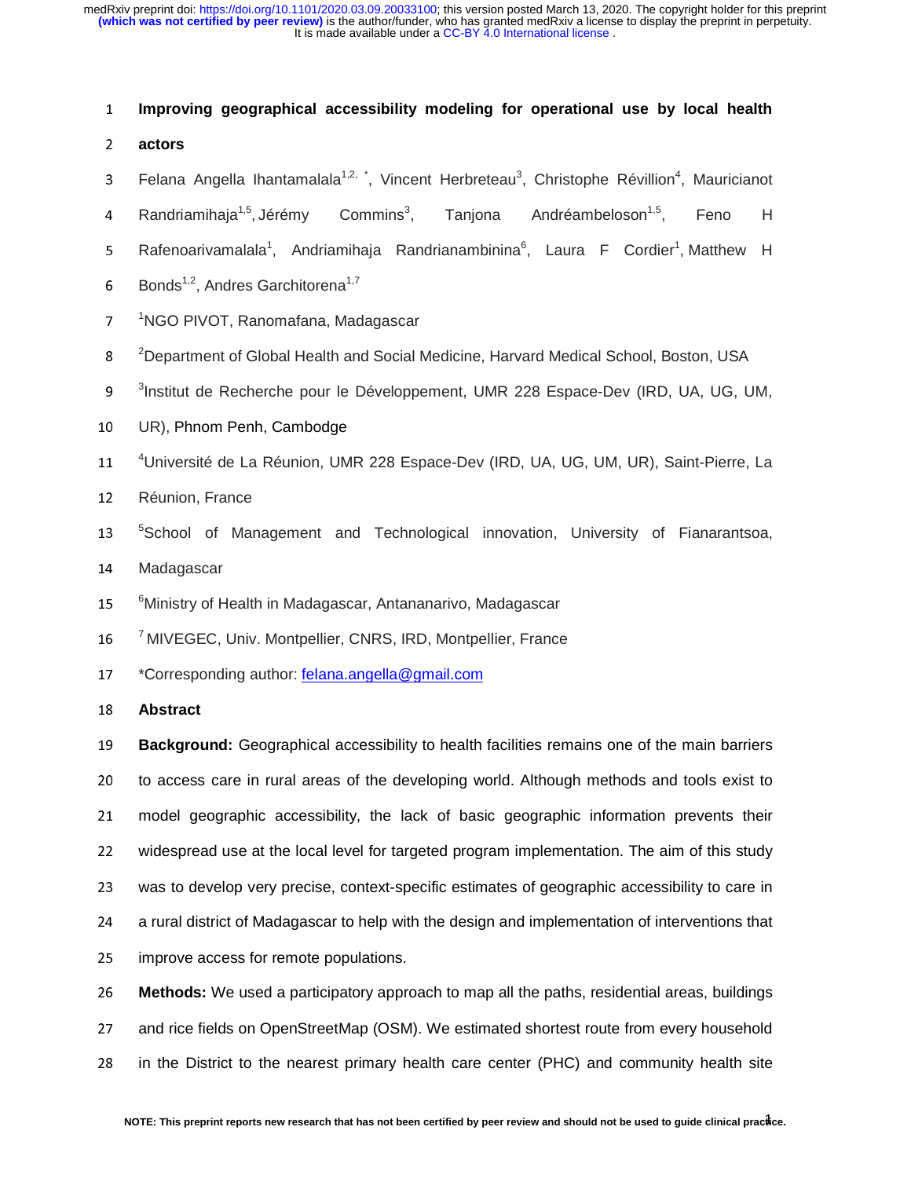# Improving geographical accessibility modeling for operational use by local health actors

Felana Angella Ihantamalala[1,2,*], Vincent Herbreteau[3], Christophe Révillion[4], Mauricianot Randriamihaja[1,5], Jérémy Commins[3], Tanjona Andréambeloson[1,5], Feno H Rafenoarivamalala[1], Andriamihaja Randrianambinina[6], Laura F Cordier[1], Matthew H Bonds[1,2], Andres Garchitorena[1,7]

[1]NGO PIVOT, Ranomafana, Madagascar

[2]Department of Global Health and Social Medicine, Harvard Medical School, Boston, USA

[3]Institut de Recherche pour le Développement, UMR 228 Espace-Dev (IRD, UA, UG, UM, UR), Phnom Penh, Cambodge

[4]Université de La Réunion, UMR 228 Espace-Dev (IRD, UA, UG, UM, UR), Saint-Pierre, La Réunion, France

[5]School of Management and Technological innovation, University of Fianarantsoa, Madagascar

[6]Ministry of Health in Madagascar, Antananarivo, Madagascar

[7] MIVEGEC, Univ. Montpellier, CNRS, IRD, Montpellier, France

*Corresponding author: felana.angella@gmail.com

## Abstract

**Background:** Geographical accessibility to health facilities remains one of the main barriers to access care in rural areas of the developing world. Although methods and tools exist to model geographic accessibility, the lack of basic geographic information prevents their widespread use at the local level for targeted program implementation. The aim of this study was to develop very precise, context-specific estimates of geographic accessibility to care in a rural district of Madagascar to help with the design and implementation of interventions that improve access for remote populations.

**Methods:** We used a participatory approach to map all the paths, residential areas, buildings and rice fields on OpenStreetMap (OSM). We estimated shortest route from every household in the District to the nearest primary health care center (PHC) and community health site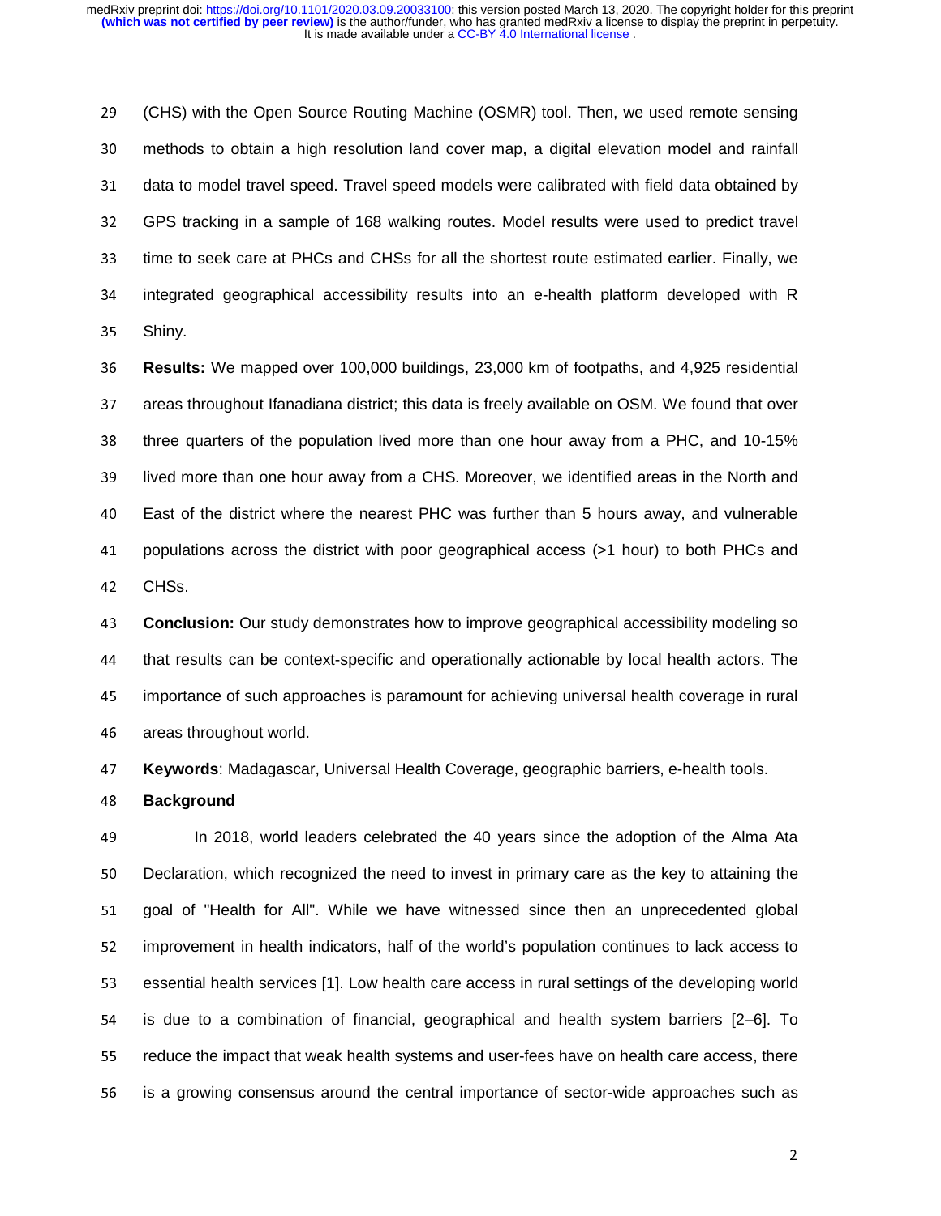(CHS) with the Open Source Routing Machine (OSMR) tool. Then, we used remote sensing methods to obtain a high resolution land cover map, a digital elevation model and rainfall data to model travel speed. Travel speed models were calibrated with field data obtained by GPS tracking in a sample of 168 walking routes. Model results were used to predict travel time to seek care at PHCs and CHSs for all the shortest route estimated earlier. Finally, we integrated geographical accessibility results into an e-health platform developed with R Shiny.

**Results:** We mapped over 100,000 buildings, 23,000 km of footpaths, and 4,925 residential areas throughout Ifanadiana district; this data is freely available on OSM. We found that over three quarters of the population lived more than one hour away from a PHC, and 10-15% lived more than one hour away from a CHS. Moreover, we identified areas in the North and East of the district where the nearest PHC was further than 5 hours away, and vulnerable populations across the district with poor geographical access (>1 hour) to both PHCs and CHSs.

**Conclusion:** Our study demonstrates how to improve geographical accessibility modeling so that results can be context-specific and operationally actionable by local health actors. The importance of such approaches is paramount for achieving universal health coverage in rural areas throughout world.

**Keywords**: Madagascar, Universal Health Coverage, geographic barriers, e-health tools.

## Background

In 2018, world leaders celebrated the 40 years since the adoption of the Alma Ata Declaration, which recognized the need to invest in primary care as the key to attaining the goal of "Health for All". While we have witnessed since then an unprecedented global improvement in health indicators, half of the world's population continues to lack access to essential health services [1]. Low health care access in rural settings of the developing world is due to a combination of financial, geographical and health system barriers [2–6]. To reduce the impact that weak health systems and user-fees have on health care access, there is a growing consensus around the central importance of sector-wide approaches such as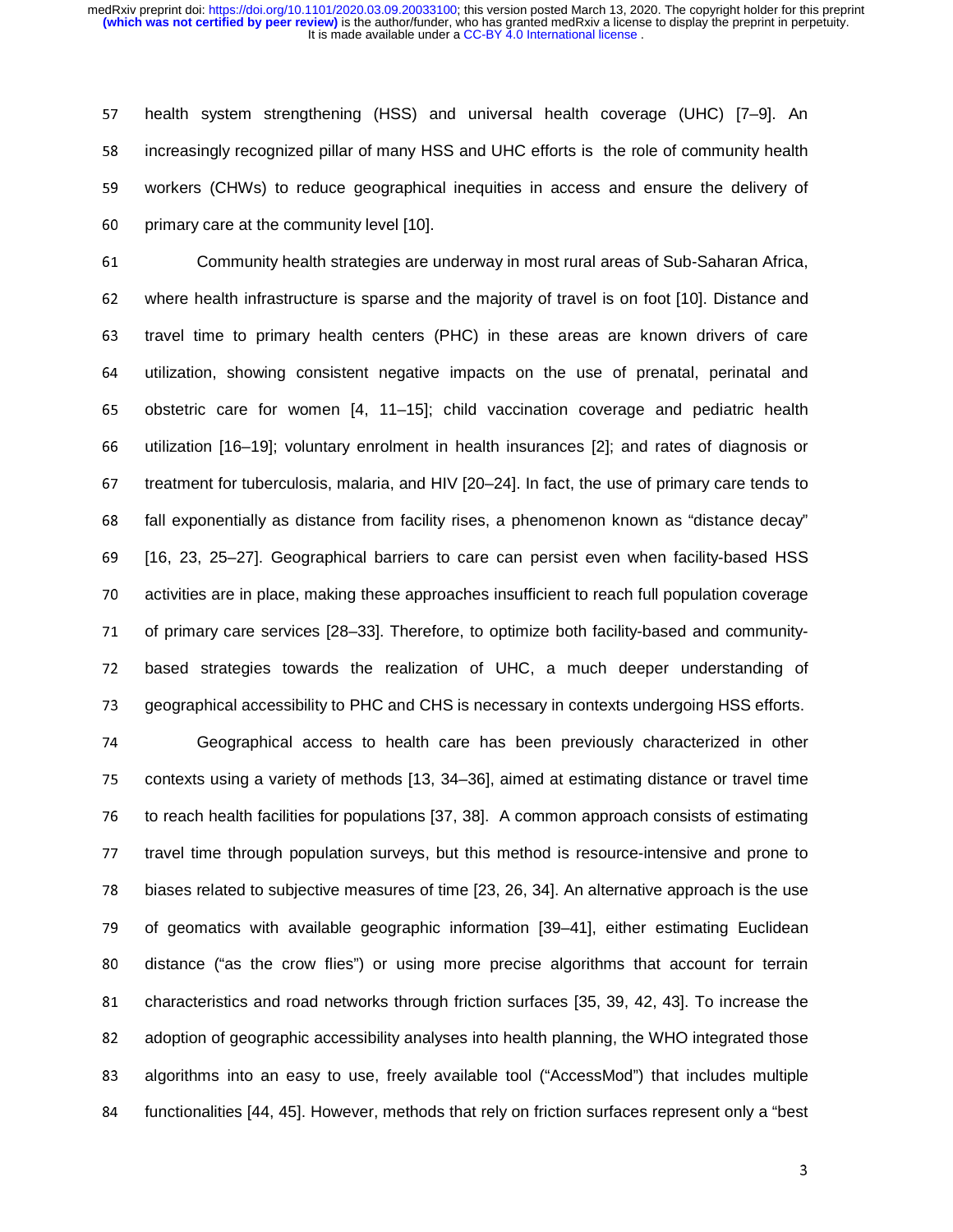health system strengthening (HSS) and universal health coverage (UHC) [7–9]. An increasingly recognized pillar of many HSS and UHC efforts is the role of community health workers (CHWs) to reduce geographical inequities in access and ensure the delivery of primary care at the community level [10].

Community health strategies are underway in most rural areas of Sub-Saharan Africa, where health infrastructure is sparse and the majority of travel is on foot [10]. Distance and travel time to primary health centers (PHC) in these areas are known drivers of care utilization, showing consistent negative impacts on the use of prenatal, perinatal and obstetric care for women [4, 11–15]; child vaccination coverage and pediatric health utilization [16–19]; voluntary enrolment in health insurances [2]; and rates of diagnosis or treatment for tuberculosis, malaria, and HIV [20–24]. In fact, the use of primary care tends to fall exponentially as distance from facility rises, a phenomenon known as "distance decay" [16, 23, 25–27]. Geographical barriers to care can persist even when facility-based HSS activities are in place, making these approaches insufficient to reach full population coverage of primary care services [28–33]. Therefore, to optimize both facility-based and community-based strategies towards the realization of UHC, a much deeper understanding of geographical accessibility to PHC and CHS is necessary in contexts undergoing HSS efforts.

Geographical access to health care has been previously characterized in other contexts using a variety of methods [13, 34–36], aimed at estimating distance or travel time to reach health facilities for populations [37, 38]. A common approach consists of estimating travel time through population surveys, but this method is resource-intensive and prone to biases related to subjective measures of time [23, 26, 34]. An alternative approach is the use of geomatics with available geographic information [39–41], either estimating Euclidean distance ("as the crow flies") or using more precise algorithms that account for terrain characteristics and road networks through friction surfaces [35, 39, 42, 43]. To increase the adoption of geographic accessibility analyses into health planning, the WHO integrated those algorithms into an easy to use, freely available tool ("AccessMod") that includes multiple functionalities [44, 45]. However, methods that rely on friction surfaces represent only a "best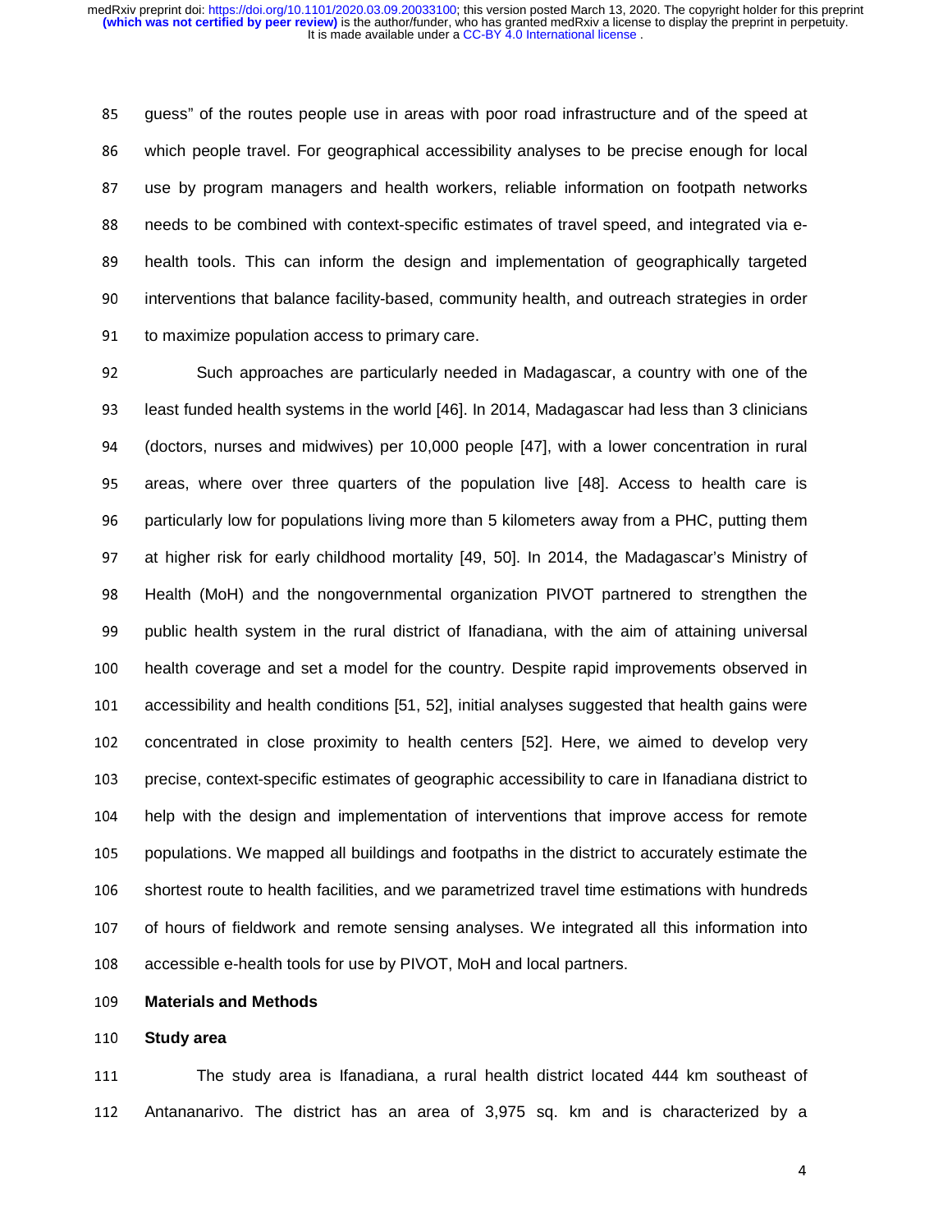guess" of the routes people use in areas with poor road infrastructure and of the speed at which people travel. For geographical accessibility analyses to be precise enough for local use by program managers and health workers, reliable information on footpath networks needs to be combined with context-specific estimates of travel speed, and integrated via e-health tools. This can inform the design and implementation of geographically targeted interventions that balance facility-based, community health, and outreach strategies in order to maximize population access to primary care.

Such approaches are particularly needed in Madagascar, a country with one of the least funded health systems in the world [46]. In 2014, Madagascar had less than 3 clinicians (doctors, nurses and midwives) per 10,000 people [47], with a lower concentration in rural areas, where over three quarters of the population live [48]. Access to health care is particularly low for populations living more than 5 kilometers away from a PHC, putting them at higher risk for early childhood mortality [49, 50]. In 2014, the Madagascar's Ministry of Health (MoH) and the nongovernmental organization PIVOT partnered to strengthen the public health system in the rural district of Ifanadiana, with the aim of attaining universal health coverage and set a model for the country. Despite rapid improvements observed in accessibility and health conditions [51, 52], initial analyses suggested that health gains were concentrated in close proximity to health centers [52]. Here, we aimed to develop very precise, context-specific estimates of geographic accessibility to care in Ifanadiana district to help with the design and implementation of interventions that improve access for remote populations. We mapped all buildings and footpaths in the district to accurately estimate the shortest route to health facilities, and we parametrized travel time estimations with hundreds of hours of fieldwork and remote sensing analyses. We integrated all this information into accessible e-health tools for use by PIVOT, MoH and local partners.

## Materials and Methods

### Study area

The study area is Ifanadiana, a rural health district located 444 km southeast of Antananarivo. The district has an area of 3,975 sq. km and is characterized by a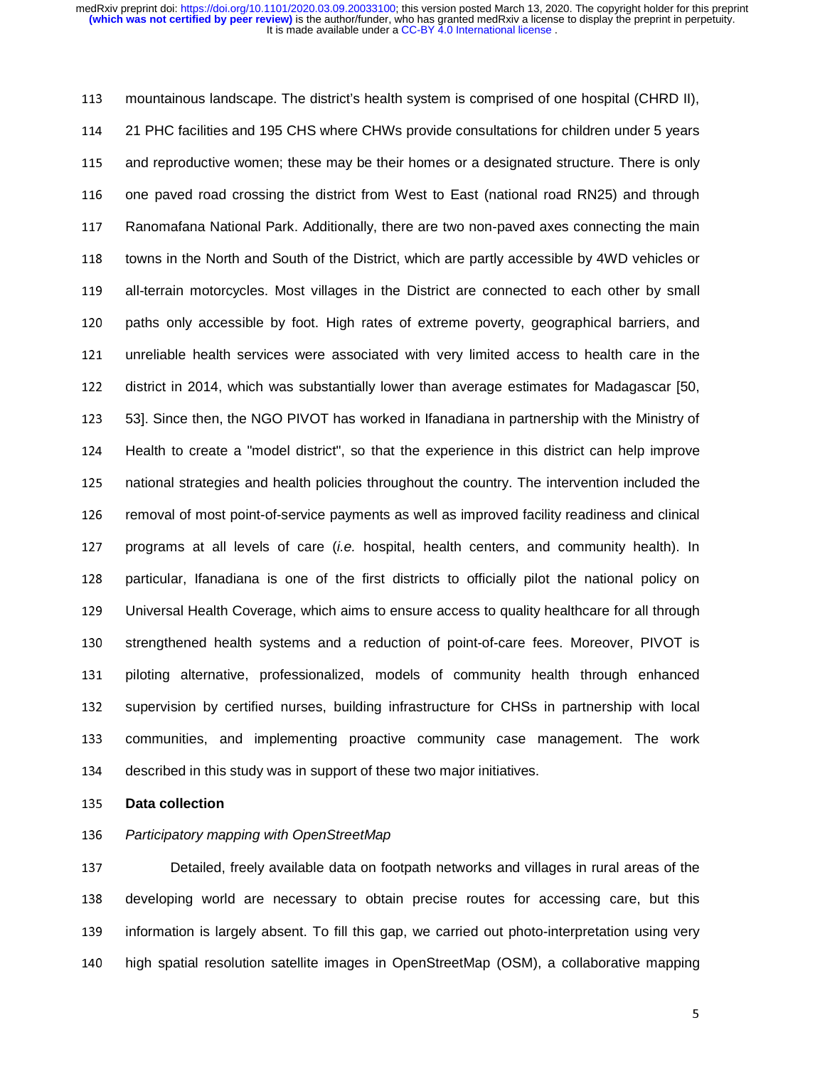mountainous landscape. The district's health system is comprised of one hospital (CHRD II), 21 PHC facilities and 195 CHS where CHWs provide consultations for children under 5 years and reproductive women; these may be their homes or a designated structure. There is only one paved road crossing the district from West to East (national road RN25) and through Ranomafana National Park. Additionally, there are two non-paved axes connecting the main towns in the North and South of the District, which are partly accessible by 4WD vehicles or all-terrain motorcycles. Most villages in the District are connected to each other by small paths only accessible by foot. High rates of extreme poverty, geographical barriers, and unreliable health services were associated with very limited access to health care in the district in 2014, which was substantially lower than average estimates for Madagascar [50, 53]. Since then, the NGO PIVOT has worked in Ifanadiana in partnership with the Ministry of Health to create a "model district", so that the experience in this district can help improve national strategies and health policies throughout the country. The intervention included the removal of most point-of-service payments as well as improved facility readiness and clinical programs at all levels of care (*i.e.* hospital, health centers, and community health). In particular, Ifanadiana is one of the first districts to officially pilot the national policy on Universal Health Coverage, which aims to ensure access to quality healthcare for all through strengthened health systems and a reduction of point-of-care fees. Moreover, PIVOT is piloting alternative, professionalized, models of community health through enhanced supervision by certified nurses, building infrastructure for CHSs in partnership with local communities, and implementing proactive community case management. The work described in this study was in support of these two major initiatives.

**Data collection**

*Participatory mapping with OpenStreetMap*

Detailed, freely available data on footpath networks and villages in rural areas of the developing world are necessary to obtain precise routes for accessing care, but this information is largely absent. To fill this gap, we carried out photo-interpretation using very high spatial resolution satellite images in OpenStreetMap (OSM), a collaborative mapping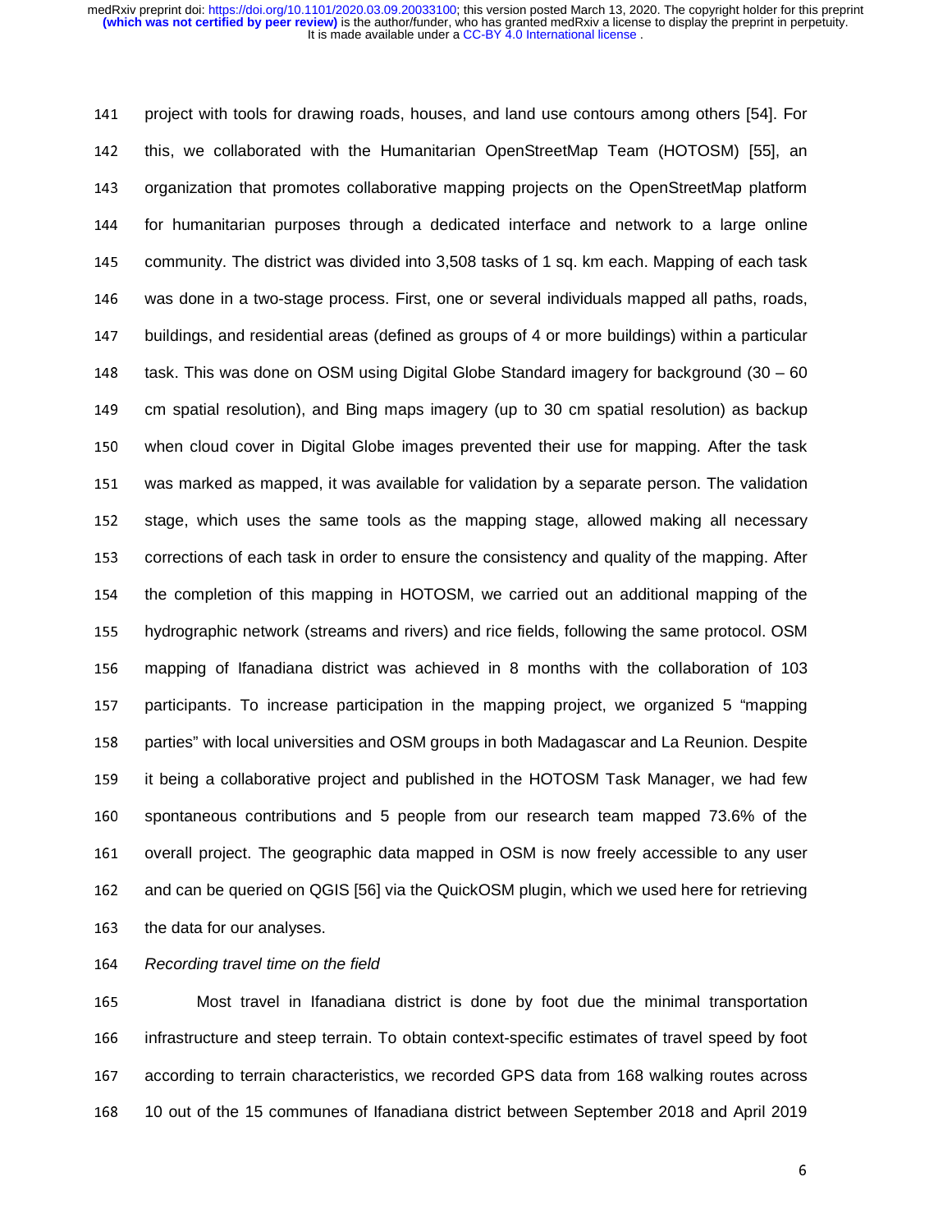project with tools for drawing roads, houses, and land use contours among others [54]. For this, we collaborated with the Humanitarian OpenStreetMap Team (HOTOSM) [55], an organization that promotes collaborative mapping projects on the OpenStreetMap platform for humanitarian purposes through a dedicated interface and network to a large online community. The district was divided into 3,508 tasks of 1 sq. km each. Mapping of each task was done in a two-stage process. First, one or several individuals mapped all paths, roads, buildings, and residential areas (defined as groups of 4 or more buildings) within a particular task. This was done on OSM using Digital Globe Standard imagery for background (30 – 60 cm spatial resolution), and Bing maps imagery (up to 30 cm spatial resolution) as backup when cloud cover in Digital Globe images prevented their use for mapping. After the task was marked as mapped, it was available for validation by a separate person. The validation stage, which uses the same tools as the mapping stage, allowed making all necessary corrections of each task in order to ensure the consistency and quality of the mapping. After the completion of this mapping in HOTOSM, we carried out an additional mapping of the hydrographic network (streams and rivers) and rice fields, following the same protocol. OSM mapping of Ifanadiana district was achieved in 8 months with the collaboration of 103 participants. To increase participation in the mapping project, we organized 5 "mapping parties" with local universities and OSM groups in both Madagascar and La Reunion. Despite it being a collaborative project and published in the HOTOSM Task Manager, we had few spontaneous contributions and 5 people from our research team mapped 73.6% of the overall project. The geographic data mapped in OSM is now freely accessible to any user and can be queried on QGIS [56] via the QuickOSM plugin, which we used here for retrieving the data for our analyses.

*Recording travel time on the field*

Most travel in Ifanadiana district is done by foot due the minimal transportation infrastructure and steep terrain. To obtain context-specific estimates of travel speed by foot according to terrain characteristics, we recorded GPS data from 168 walking routes across 10 out of the 15 communes of Ifanadiana district between September 2018 and April 2019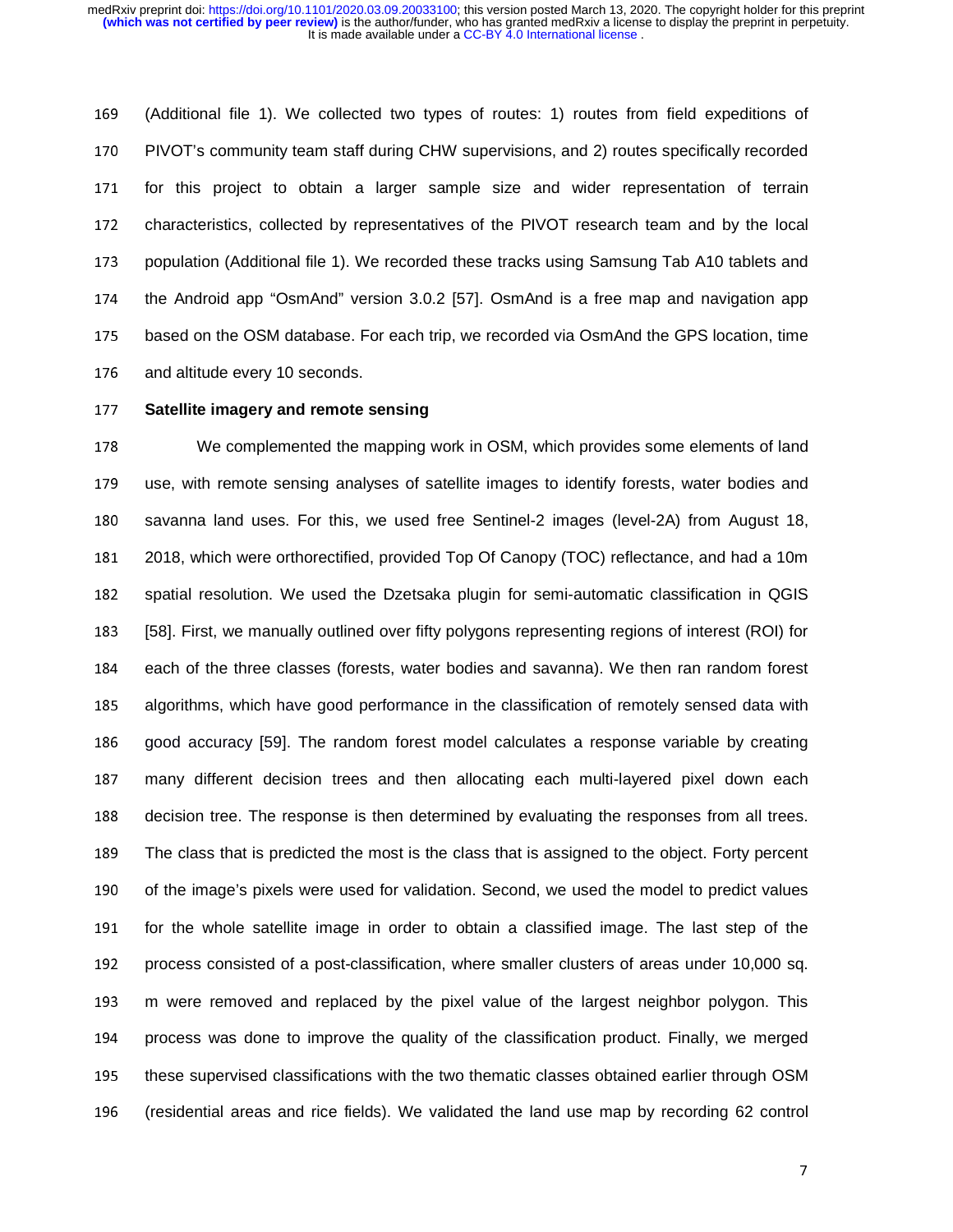(Additional file 1). We collected two types of routes: 1) routes from field expeditions of PIVOT's community team staff during CHW supervisions, and 2) routes specifically recorded for this project to obtain a larger sample size and wider representation of terrain characteristics, collected by representatives of the PIVOT research team and by the local population (Additional file 1). We recorded these tracks using Samsung Tab A10 tablets and the Android app "OsmAnd" version 3.0.2 [57]. OsmAnd is a free map and navigation app based on the OSM database. For each trip, we recorded via OsmAnd the GPS location, time and altitude every 10 seconds.

**Satellite imagery and remote sensing**

We complemented the mapping work in OSM, which provides some elements of land use, with remote sensing analyses of satellite images to identify forests, water bodies and savanna land uses. For this, we used free Sentinel-2 images (level-2A) from August 18, 2018, which were orthorectified, provided Top Of Canopy (TOC) reflectance, and had a 10m spatial resolution. We used the Dzetsaka plugin for semi-automatic classification in QGIS [58]. First, we manually outlined over fifty polygons representing regions of interest (ROI) for each of the three classes (forests, water bodies and savanna). We then ran random forest algorithms, which have good performance in the classification of remotely sensed data with good accuracy [59]. The random forest model calculates a response variable by creating many different decision trees and then allocating each multi-layered pixel down each decision tree. The response is then determined by evaluating the responses from all trees. The class that is predicted the most is the class that is assigned to the object. Forty percent of the image's pixels were used for validation. Second, we used the model to predict values for the whole satellite image in order to obtain a classified image. The last step of the process consisted of a post-classification, where smaller clusters of areas under 10,000 sq. m were removed and replaced by the pixel value of the largest neighbor polygon. This process was done to improve the quality of the classification product. Finally, we merged these supervised classifications with the two thematic classes obtained earlier through OSM (residential areas and rice fields). We validated the land use map by recording 62 control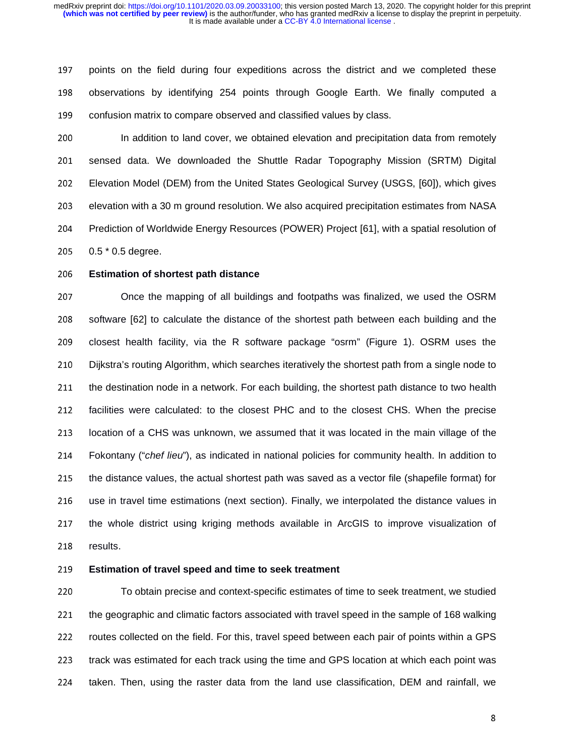points on the field during four expeditions across the district and we completed these observations by identifying 254 points through Google Earth. We finally computed a confusion matrix to compare observed and classified values by class.

In addition to land cover, we obtained elevation and precipitation data from remotely sensed data. We downloaded the Shuttle Radar Topography Mission (SRTM) Digital Elevation Model (DEM) from the United States Geological Survey (USGS, [60]), which gives elevation with a 30 m ground resolution. We also acquired precipitation estimates from NASA Prediction of Worldwide Energy Resources (POWER) Project [61], with a spatial resolution of 0.5 * 0.5 degree.

**Estimation of shortest path distance**

Once the mapping of all buildings and footpaths was finalized, we used the OSRM software [62] to calculate the distance of the shortest path between each building and the closest health facility, via the R software package "osrm" (Figure 1). OSRM uses the Dijkstra's routing Algorithm, which searches iteratively the shortest path from a single node to the destination node in a network. For each building, the shortest path distance to two health facilities were calculated: to the closest PHC and to the closest CHS. When the precise location of a CHS was unknown, we assumed that it was located in the main village of the Fokontany ("*chef lieu*"), as indicated in national policies for community health. In addition to the distance values, the actual shortest path was saved as a vector file (shapefile format) for use in travel time estimations (next section). Finally, we interpolated the distance values in the whole district using kriging methods available in ArcGIS to improve visualization of results.

**Estimation of travel speed and time to seek treatment**

To obtain precise and context-specific estimates of time to seek treatment, we studied the geographic and climatic factors associated with travel speed in the sample of 168 walking routes collected on the field. For this, travel speed between each pair of points within a GPS track was estimated for each track using the time and GPS location at which each point was taken. Then, using the raster data from the land use classification, DEM and rainfall, we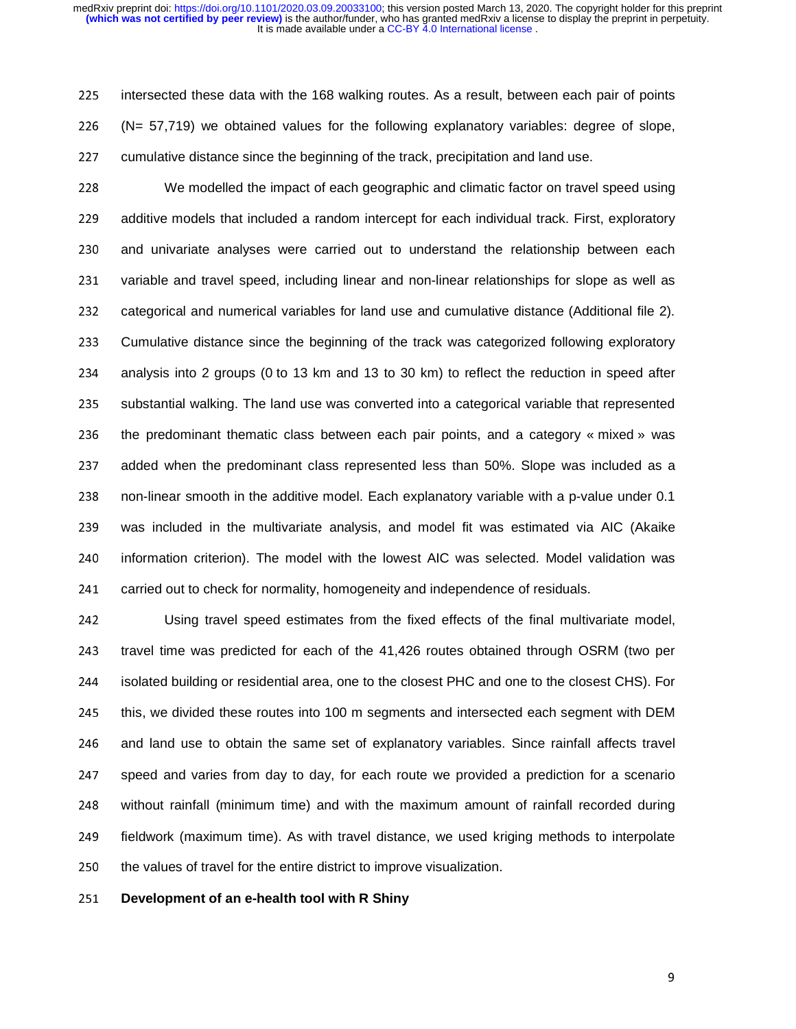intersected these data with the 168 walking routes. As a result, between each pair of points (N= 57,719) we obtained values for the following explanatory variables: degree of slope, cumulative distance since the beginning of the track, precipitation and land use.

We modelled the impact of each geographic and climatic factor on travel speed using additive models that included a random intercept for each individual track. First, exploratory and univariate analyses were carried out to understand the relationship between each variable and travel speed, including linear and non-linear relationships for slope as well as categorical and numerical variables for land use and cumulative distance (Additional file 2). Cumulative distance since the beginning of the track was categorized following exploratory analysis into 2 groups (0 to 13 km and 13 to 30 km) to reflect the reduction in speed after substantial walking. The land use was converted into a categorical variable that represented the predominant thematic class between each pair points, and a category « mixed » was added when the predominant class represented less than 50%. Slope was included as a non-linear smooth in the additive model. Each explanatory variable with a p-value under 0.1 was included in the multivariate analysis, and model fit was estimated via AIC (Akaike information criterion). The model with the lowest AIC was selected. Model validation was carried out to check for normality, homogeneity and independence of residuals.

Using travel speed estimates from the fixed effects of the final multivariate model, travel time was predicted for each of the 41,426 routes obtained through OSRM (two per isolated building or residential area, one to the closest PHC and one to the closest CHS). For this, we divided these routes into 100 m segments and intersected each segment with DEM and land use to obtain the same set of explanatory variables. Since rainfall affects travel speed and varies from day to day, for each route we provided a prediction for a scenario without rainfall (minimum time) and with the maximum amount of rainfall recorded during fieldwork (maximum time). As with travel distance, we used kriging methods to interpolate the values of travel for the entire district to improve visualization.

**Development of an e-health tool with R Shiny**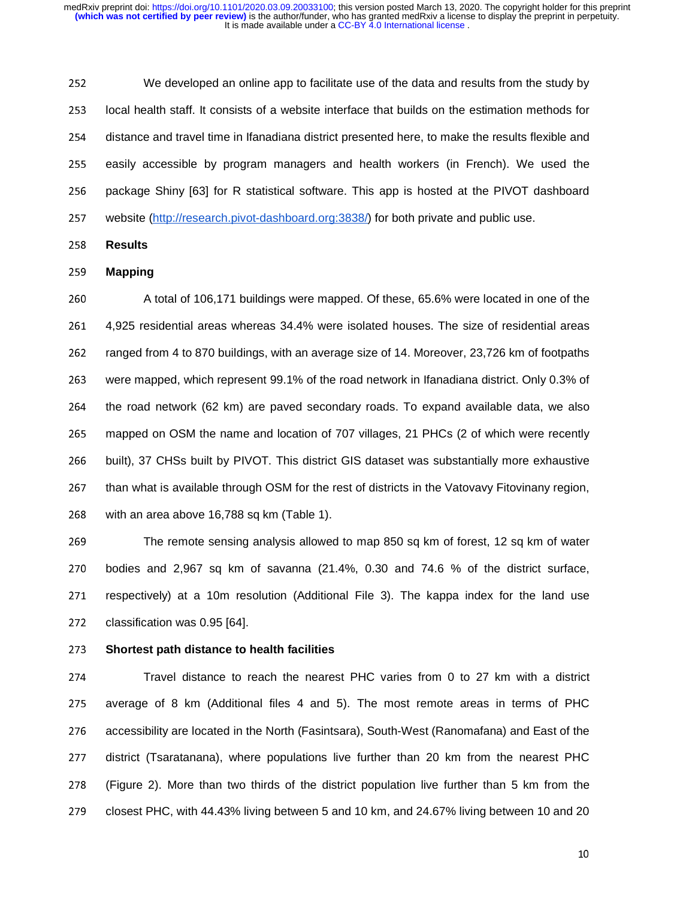We developed an online app to facilitate use of the data and results from the study by local health staff. It consists of a website interface that builds on the estimation methods for distance and travel time in Ifanadiana district presented here, to make the results flexible and easily accessible by program managers and health workers (in French). We used the package Shiny [63] for R statistical software. This app is hosted at the PIVOT dashboard website (http://research.pivot-dashboard.org:3838/) for both private and public use.

## Results

### Mapping

A total of 106,171 buildings were mapped. Of these, 65.6% were located in one of the 4,925 residential areas whereas 34.4% were isolated houses. The size of residential areas ranged from 4 to 870 buildings, with an average size of 14. Moreover, 23,726 km of footpaths were mapped, which represent 99.1% of the road network in Ifanadiana district. Only 0.3% of the road network (62 km) are paved secondary roads. To expand available data, we also mapped on OSM the name and location of 707 villages, 21 PHCs (2 of which were recently built), 37 CHSs built by PIVOT. This district GIS dataset was substantially more exhaustive than what is available through OSM for the rest of districts in the Vatovavy Fitovinany region, with an area above 16,788 sq km (Table 1).

The remote sensing analysis allowed to map 850 sq km of forest, 12 sq km of water bodies and 2,967 sq km of savanna (21.4%, 0.30 and 74.6 % of the district surface, respectively) at a 10m resolution (Additional File 3). The kappa index for the land use classification was 0.95 [64].

### Shortest path distance to health facilities

Travel distance to reach the nearest PHC varies from 0 to 27 km with a district average of 8 km (Additional files 4 and 5). The most remote areas in terms of PHC accessibility are located in the North (Fasintsara), South-West (Ranomafana) and East of the district (Tsaratanana), where populations live further than 20 km from the nearest PHC (Figure 2). More than two thirds of the district population live further than 5 km from the closest PHC, with 44.43% living between 5 and 10 km, and 24.67% living between 10 and 20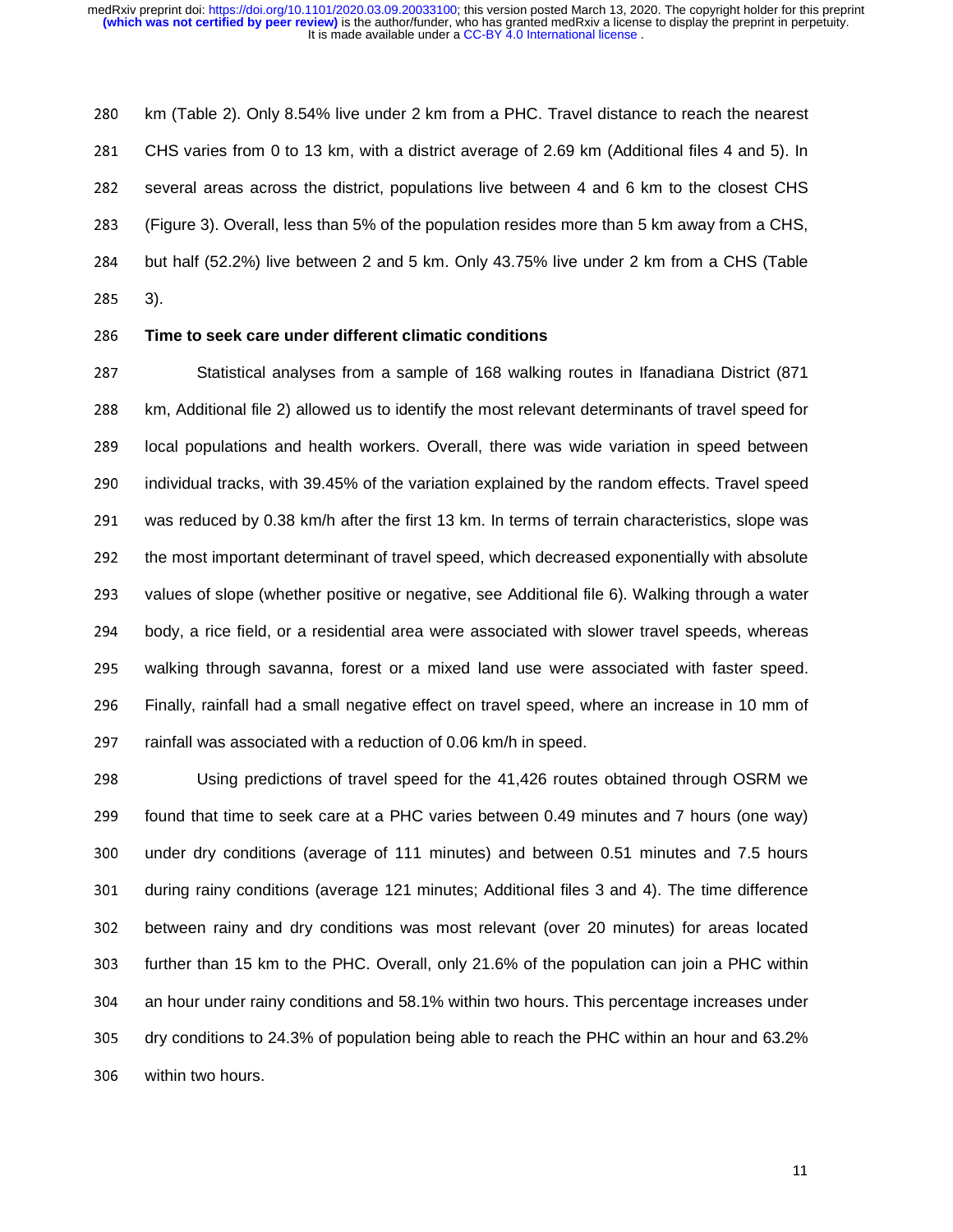km (Table 2). Only 8.54% live under 2 km from a PHC. Travel distance to reach the nearest CHS varies from 0 to 13 km, with a district average of 2.69 km (Additional files 4 and 5). In several areas across the district, populations live between 4 and 6 km to the closest CHS (Figure 3). Overall, less than 5% of the population resides more than 5 km away from a CHS, but half (52.2%) live between 2 and 5 km. Only 43.75% live under 2 km from a CHS (Table 3).

**Time to seek care under different climatic conditions**

Statistical analyses from a sample of 168 walking routes in Ifanadiana District (871 km, Additional file 2) allowed us to identify the most relevant determinants of travel speed for local populations and health workers. Overall, there was wide variation in speed between individual tracks, with 39.45% of the variation explained by the random effects. Travel speed was reduced by 0.38 km/h after the first 13 km. In terms of terrain characteristics, slope was the most important determinant of travel speed, which decreased exponentially with absolute values of slope (whether positive or negative, see Additional file 6). Walking through a water body, a rice field, or a residential area were associated with slower travel speeds, whereas walking through savanna, forest or a mixed land use were associated with faster speed. Finally, rainfall had a small negative effect on travel speed, where an increase in 10 mm of rainfall was associated with a reduction of 0.06 km/h in speed.

Using predictions of travel speed for the 41,426 routes obtained through OSRM we found that time to seek care at a PHC varies between 0.49 minutes and 7 hours (one way) under dry conditions (average of 111 minutes) and between 0.51 minutes and 7.5 hours during rainy conditions (average 121 minutes; Additional files 3 and 4). The time difference between rainy and dry conditions was most relevant (over 20 minutes) for areas located further than 15 km to the PHC. Overall, only 21.6% of the population can join a PHC within an hour under rainy conditions and 58.1% within two hours. This percentage increases under dry conditions to 24.3% of population being able to reach the PHC within an hour and 63.2% within two hours.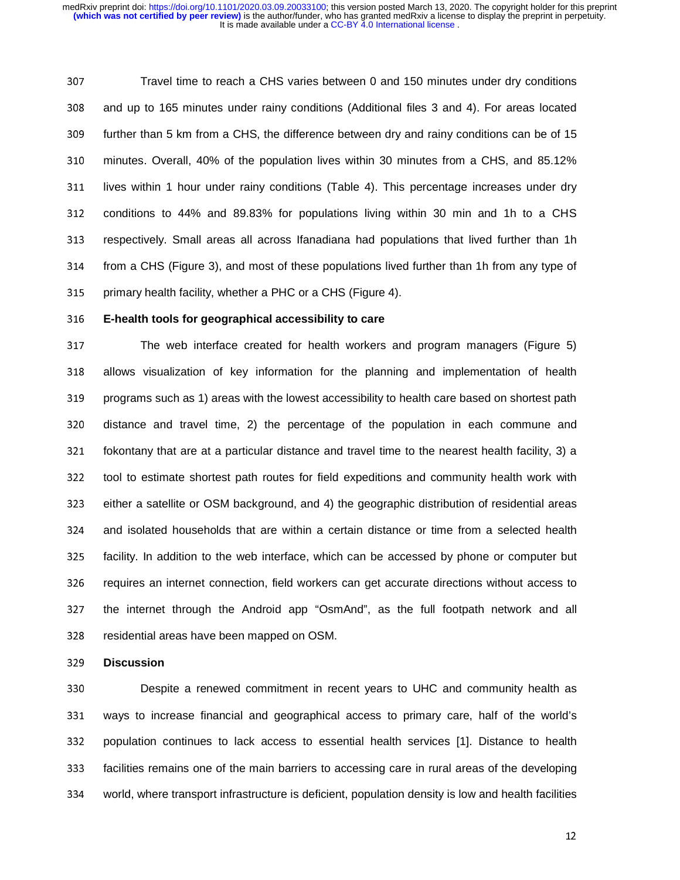Travel time to reach a CHS varies between 0 and 150 minutes under dry conditions and up to 165 minutes under rainy conditions (Additional files 3 and 4). For areas located further than 5 km from a CHS, the difference between dry and rainy conditions can be of 15 minutes. Overall, 40% of the population lives within 30 minutes from a CHS, and 85.12% lives within 1 hour under rainy conditions (Table 4). This percentage increases under dry conditions to 44% and 89.83% for populations living within 30 min and 1h to a CHS respectively. Small areas all across Ifanadiana had populations that lived further than 1h from a CHS (Figure 3), and most of these populations lived further than 1h from any type of primary health facility, whether a PHC or a CHS (Figure 4).

**E-health tools for geographical accessibility to care**

The web interface created for health workers and program managers (Figure 5) allows visualization of key information for the planning and implementation of health programs such as 1) areas with the lowest accessibility to health care based on shortest path distance and travel time, 2) the percentage of the population in each commune and fokontany that are at a particular distance and travel time to the nearest health facility, 3) a tool to estimate shortest path routes for field expeditions and community health work with either a satellite or OSM background, and 4) the geographic distribution of residential areas and isolated households that are within a certain distance or time from a selected health facility. In addition to the web interface, which can be accessed by phone or computer but requires an internet connection, field workers can get accurate directions without access to the internet through the Android app "OsmAnd", as the full footpath network and all residential areas have been mapped on OSM.

**Discussion**

Despite a renewed commitment in recent years to UHC and community health as ways to increase financial and geographical access to primary care, half of the world's population continues to lack access to essential health services [1]. Distance to health facilities remains one of the main barriers to accessing care in rural areas of the developing world, where transport infrastructure is deficient, population density is low and health facilities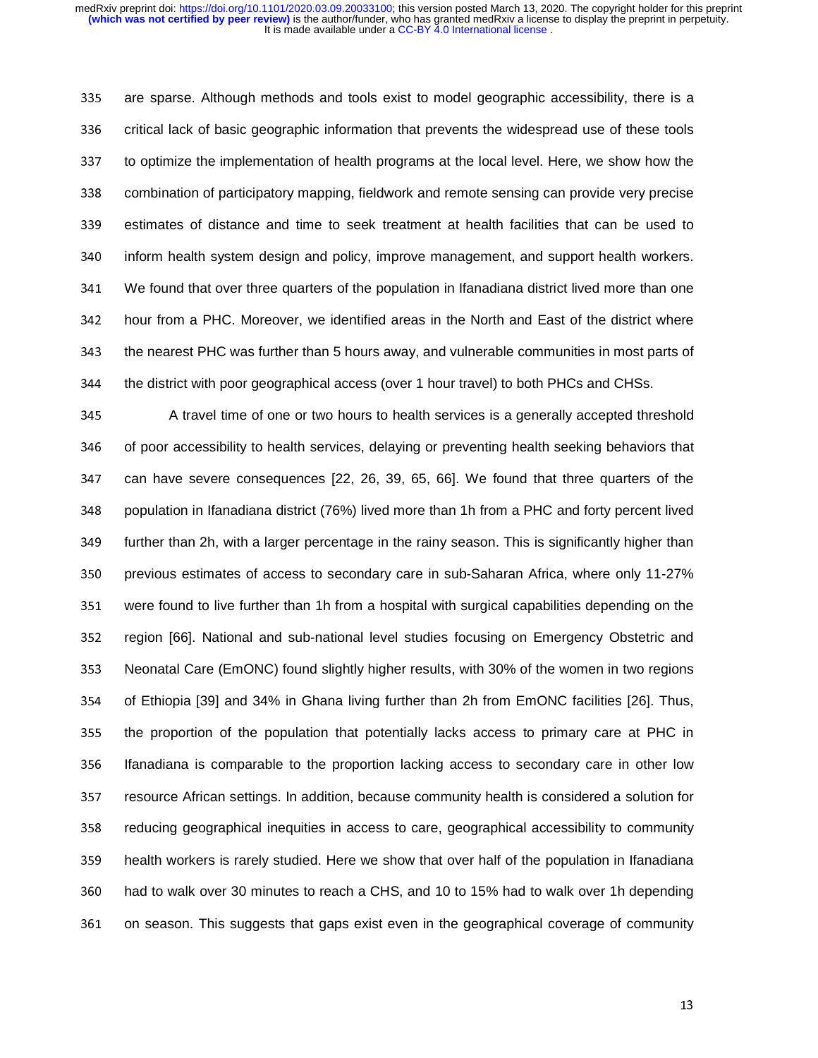are sparse. Although methods and tools exist to model geographic accessibility, there is a critical lack of basic geographic information that prevents the widespread use of these tools to optimize the implementation of health programs at the local level. Here, we show how the combination of participatory mapping, fieldwork and remote sensing can provide very precise estimates of distance and time to seek treatment at health facilities that can be used to inform health system design and policy, improve management, and support health workers. We found that over three quarters of the population in Ifanadiana district lived more than one hour from a PHC. Moreover, we identified areas in the North and East of the district where the nearest PHC was further than 5 hours away, and vulnerable communities in most parts of the district with poor geographical access (over 1 hour travel) to both PHCs and CHSs.

A travel time of one or two hours to health services is a generally accepted threshold of poor accessibility to health services, delaying or preventing health seeking behaviors that can have severe consequences [22, 26, 39, 65, 66]. We found that three quarters of the population in Ifanadiana district (76%) lived more than 1h from a PHC and forty percent lived further than 2h, with a larger percentage in the rainy season. This is significantly higher than previous estimates of access to secondary care in sub-Saharan Africa, where only 11-27% were found to live further than 1h from a hospital with surgical capabilities depending on the region [66]. National and sub-national level studies focusing on Emergency Obstetric and Neonatal Care (EmONC) found slightly higher results, with 30% of the women in two regions of Ethiopia [39] and 34% in Ghana living further than 2h from EmONC facilities [26]. Thus, the proportion of the population that potentially lacks access to primary care at PHC in Ifanadiana is comparable to the proportion lacking access to secondary care in other low resource African settings. In addition, because community health is considered a solution for reducing geographical inequities in access to care, geographical accessibility to community health workers is rarely studied. Here we show that over half of the population in Ifanadiana had to walk over 30 minutes to reach a CHS, and 10 to 15% had to walk over 1h depending on season. This suggests that gaps exist even in the geographical coverage of community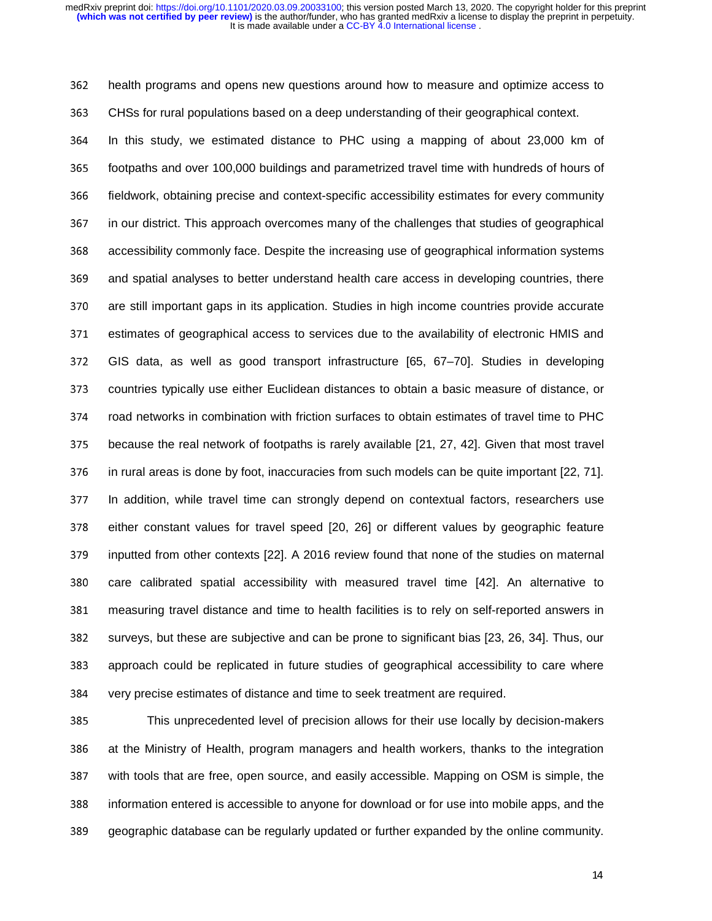health programs and opens new questions around how to measure and optimize access to CHSs for rural populations based on a deep understanding of their geographical context.

In this study, we estimated distance to PHC using a mapping of about 23,000 km of footpaths and over 100,000 buildings and parametrized travel time with hundreds of hours of fieldwork, obtaining precise and context-specific accessibility estimates for every community in our district. This approach overcomes many of the challenges that studies of geographical accessibility commonly face. Despite the increasing use of geographical information systems and spatial analyses to better understand health care access in developing countries, there are still important gaps in its application. Studies in high income countries provide accurate estimates of geographical access to services due to the availability of electronic HMIS and GIS data, as well as good transport infrastructure [65, 67–70]. Studies in developing countries typically use either Euclidean distances to obtain a basic measure of distance, or road networks in combination with friction surfaces to obtain estimates of travel time to PHC because the real network of footpaths is rarely available [21, 27, 42]. Given that most travel in rural areas is done by foot, inaccuracies from such models can be quite important [22, 71]. In addition, while travel time can strongly depend on contextual factors, researchers use either constant values for travel speed [20, 26] or different values by geographic feature inputted from other contexts [22]. A 2016 review found that none of the studies on maternal care calibrated spatial accessibility with measured travel time [42]. An alternative to measuring travel distance and time to health facilities is to rely on self-reported answers in surveys, but these are subjective and can be prone to significant bias [23, 26, 34]. Thus, our approach could be replicated in future studies of geographical accessibility to care where very precise estimates of distance and time to seek treatment are required.

This unprecedented level of precision allows for their use locally by decision-makers at the Ministry of Health, program managers and health workers, thanks to the integration with tools that are free, open source, and easily accessible. Mapping on OSM is simple, the information entered is accessible to anyone for download or for use into mobile apps, and the geographic database can be regularly updated or further expanded by the online community.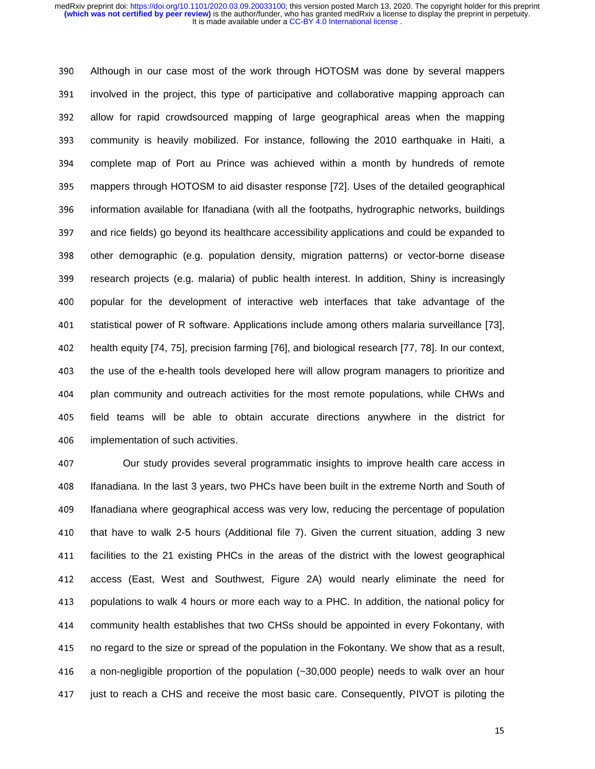Although in our case most of the work through HOTOSM was done by several mappers involved in the project, this type of participative and collaborative mapping approach can allow for rapid crowdsourced mapping of large geographical areas when the mapping community is heavily mobilized. For instance, following the 2010 earthquake in Haiti, a complete map of Port au Prince was achieved within a month by hundreds of remote mappers through HOTOSM to aid disaster response [72]. Uses of the detailed geographical information available for Ifanadiana (with all the footpaths, hydrographic networks, buildings and rice fields) go beyond its healthcare accessibility applications and could be expanded to other demographic (e.g. population density, migration patterns) or vector-borne disease research projects (e.g. malaria) of public health interest. In addition, Shiny is increasingly popular for the development of interactive web interfaces that take advantage of the statistical power of R software. Applications include among others malaria surveillance [73], health equity [74, 75], precision farming [76], and biological research [77, 78]. In our context, the use of the e-health tools developed here will allow program managers to prioritize and plan community and outreach activities for the most remote populations, while CHWs and field teams will be able to obtain accurate directions anywhere in the district for implementation of such activities.

Our study provides several programmatic insights to improve health care access in Ifanadiana. In the last 3 years, two PHCs have been built in the extreme North and South of Ifanadiana where geographical access was very low, reducing the percentage of population that have to walk 2-5 hours (Additional file 7). Given the current situation, adding 3 new facilities to the 21 existing PHCs in the areas of the district with the lowest geographical access (East, West and Southwest, Figure 2A) would nearly eliminate the need for populations to walk 4 hours or more each way to a PHC. In addition, the national policy for community health establishes that two CHSs should be appointed in every Fokontany, with no regard to the size or spread of the population in the Fokontany. We show that as a result, a non-negligible proportion of the population (~30,000 people) needs to walk over an hour just to reach a CHS and receive the most basic care. Consequently, PIVOT is piloting the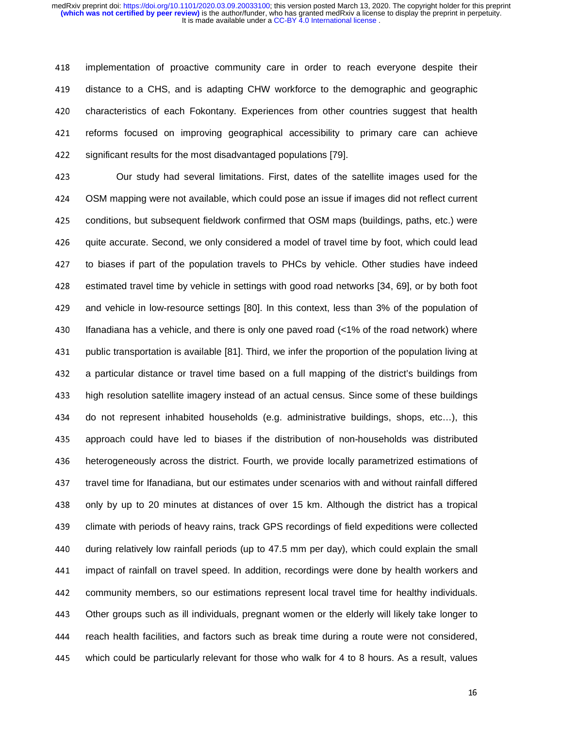implementation of proactive community care in order to reach everyone despite their distance to a CHS, and is adapting CHW workforce to the demographic and geographic characteristics of each Fokontany. Experiences from other countries suggest that health reforms focused on improving geographical accessibility to primary care can achieve significant results for the most disadvantaged populations [79].

Our study had several limitations. First, dates of the satellite images used for the OSM mapping were not available, which could pose an issue if images did not reflect current conditions, but subsequent fieldwork confirmed that OSM maps (buildings, paths, etc.) were quite accurate. Second, we only considered a model of travel time by foot, which could lead to biases if part of the population travels to PHCs by vehicle. Other studies have indeed estimated travel time by vehicle in settings with good road networks [34, 69], or by both foot and vehicle in low-resource settings [80]. In this context, less than 3% of the population of Ifanadiana has a vehicle, and there is only one paved road (<1% of the road network) where public transportation is available [81]. Third, we infer the proportion of the population living at a particular distance or travel time based on a full mapping of the district's buildings from high resolution satellite imagery instead of an actual census. Since some of these buildings do not represent inhabited households (e.g. administrative buildings, shops, etc…), this approach could have led to biases if the distribution of non-households was distributed heterogeneously across the district. Fourth, we provide locally parametrized estimations of travel time for Ifanadiana, but our estimates under scenarios with and without rainfall differed only by up to 20 minutes at distances of over 15 km. Although the district has a tropical climate with periods of heavy rains, track GPS recordings of field expeditions were collected during relatively low rainfall periods (up to 47.5 mm per day), which could explain the small impact of rainfall on travel speed. In addition, recordings were done by health workers and community members, so our estimations represent local travel time for healthy individuals. Other groups such as ill individuals, pregnant women or the elderly will likely take longer to reach health facilities, and factors such as break time during a route were not considered, which could be particularly relevant for those who walk for 4 to 8 hours. As a result, values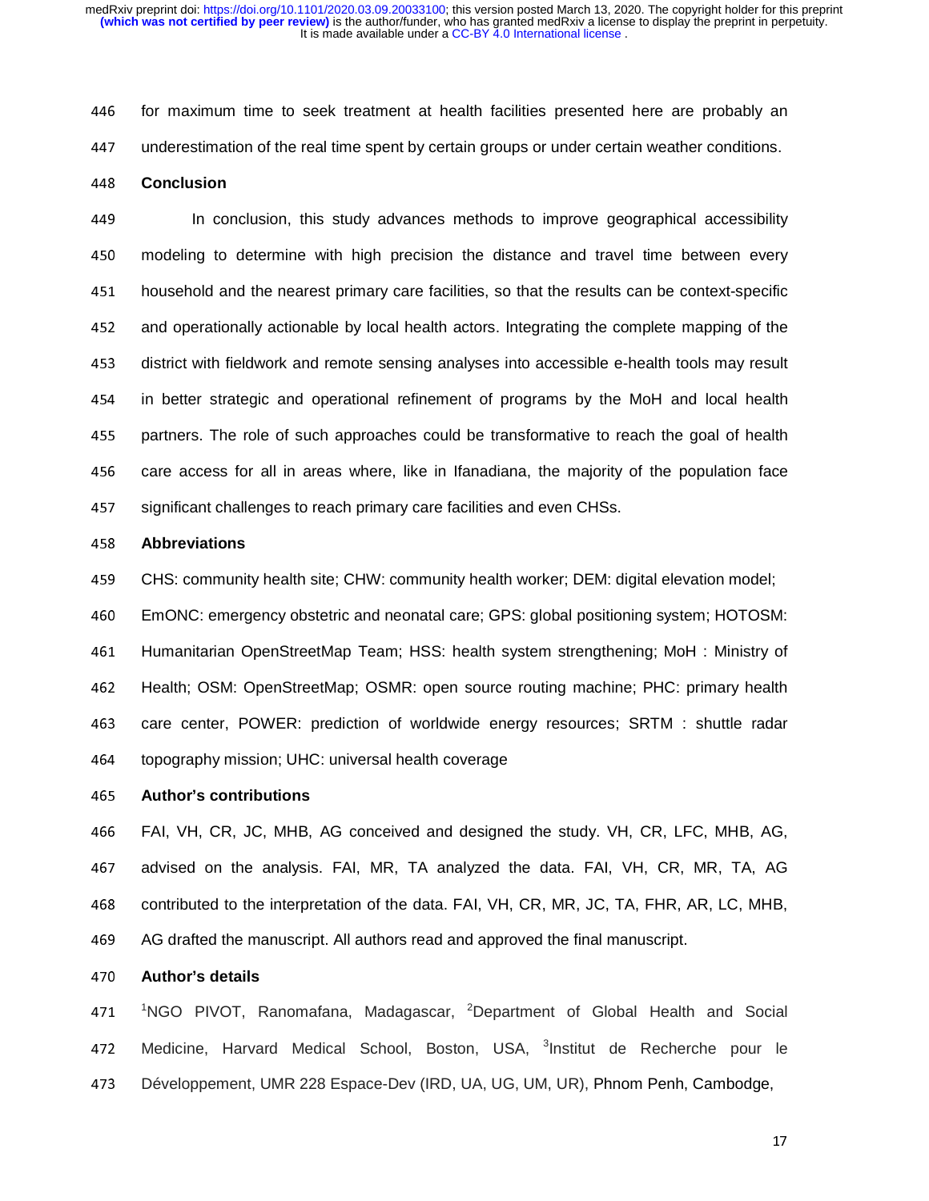for maximum time to seek treatment at health facilities presented here are probably an underestimation of the real time spent by certain groups or under certain weather conditions.

## Conclusion

In conclusion, this study advances methods to improve geographical accessibility modeling to determine with high precision the distance and travel time between every household and the nearest primary care facilities, so that the results can be context-specific and operationally actionable by local health actors. Integrating the complete mapping of the district with fieldwork and remote sensing analyses into accessible e-health tools may result in better strategic and operational refinement of programs by the MoH and local health partners. The role of such approaches could be transformative to reach the goal of health care access for all in areas where, like in Ifanadiana, the majority of the population face significant challenges to reach primary care facilities and even CHSs.

## Abbreviations

CHS: community health site; CHW: community health worker; DEM: digital elevation model; EmONC: emergency obstetric and neonatal care; GPS: global positioning system; HOTOSM: Humanitarian OpenStreetMap Team; HSS: health system strengthening; MoH : Ministry of Health; OSM: OpenStreetMap; OSMR: open source routing machine; PHC: primary health care center, POWER: prediction of worldwide energy resources; SRTM : shuttle radar topography mission; UHC: universal health coverage

## Author's contributions

FAI, VH, CR, JC, MHB, AG conceived and designed the study. VH, CR, LFC, MHB, AG, advised on the analysis. FAI, MR, TA analyzed the data. FAI, VH, CR, MR, TA, AG contributed to the interpretation of the data. FAI, VH, CR, MR, JC, TA, FHR, AR, LC, MHB, AG drafted the manuscript. All authors read and approved the final manuscript.

## Author's details

[1]NGO PIVOT, Ranomafana, Madagascar, [2]Department of Global Health and Social Medicine, Harvard Medical School, Boston, USA, [3]Institut de Recherche pour le Développement, UMR 228 Espace-Dev (IRD, UA, UG, UM, UR), Phnom Penh, Cambodge,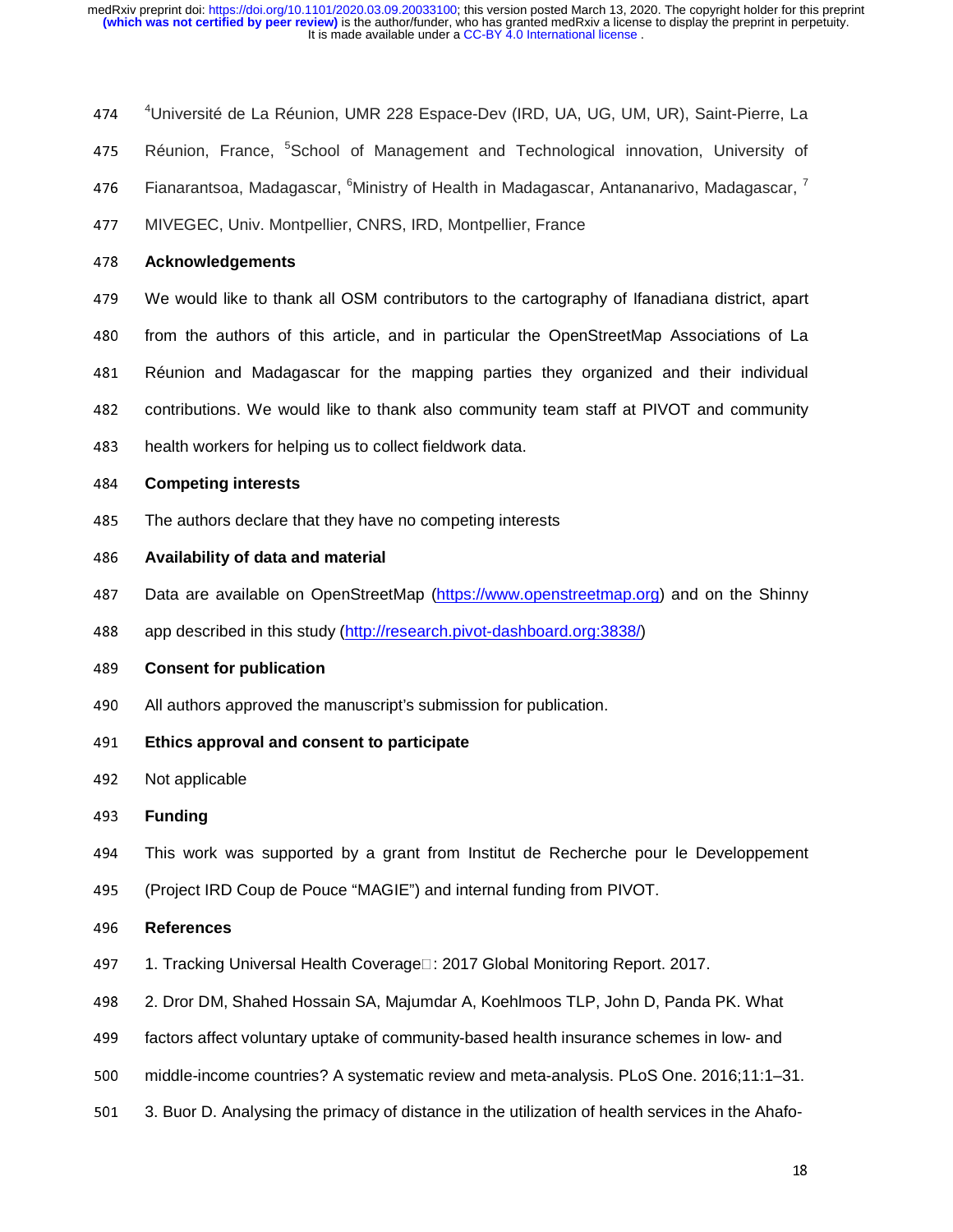[4]Université de La Réunion, UMR 228 Espace-Dev (IRD, UA, UG, UM, UR), Saint-Pierre, La Réunion, France, [5]School of Management and Technological innovation, University of Fianarantsoa, Madagascar, [6]Ministry of Health in Madagascar, Antananarivo, Madagascar, [7] MIVEGEC, Univ. Montpellier, CNRS, IRD, Montpellier, France

## Acknowledgements

We would like to thank all OSM contributors to the cartography of Ifanadiana district, apart from the authors of this article, and in particular the OpenStreetMap Associations of La Réunion and Madagascar for the mapping parties they organized and their individual contributions. We would like to thank also community team staff at PIVOT and community health workers for helping us to collect fieldwork data.

## Competing interests

The authors declare that they have no competing interests

## Availability of data and material

Data are available on OpenStreetMap (https://www.openstreetmap.org) and on the Shinny app described in this study (http://research.pivot-dashboard.org:3838/)

## Consent for publication

All authors approved the manuscript's submission for publication.

## Ethics approval and consent to participate

Not applicable

## Funding

This work was supported by a grant from Institut de Recherche pour le Developpement (Project IRD Coup de Pouce "MAGIE") and internal funding from PIVOT.

## References

1. Tracking Universal Health Coverage□: 2017 Global Monitoring Report. 2017.
2. Dror DM, Shahed Hossain SA, Majumdar A, Koehlmoos TLP, John D, Panda PK. What factors affect voluntary uptake of community-based health insurance schemes in low- and middle-income countries? A systematic review and meta-analysis. PLoS One. 2016;11:1–31.
3. Buor D. Analysing the primacy of distance in the utilization of health services in the Ahafo-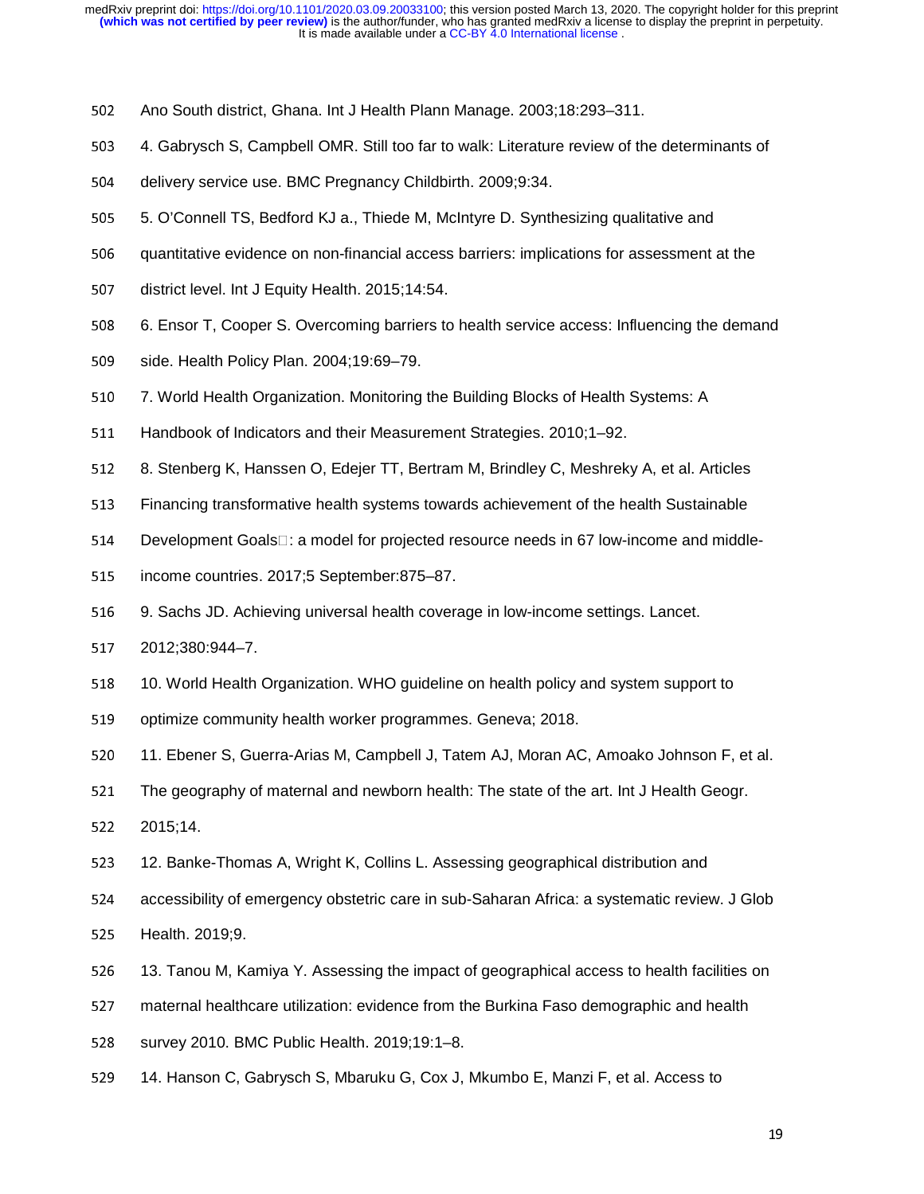Ano South district, Ghana. Int J Health Plann Manage. 2003;18:293–311.

4. Gabrysch S, Campbell OMR. Still too far to walk: Literature review of the determinants of delivery service use. BMC Pregnancy Childbirth. 2009;9:34.

5. O'Connell TS, Bedford KJ a., Thiede M, McIntyre D. Synthesizing qualitative and quantitative evidence on non-financial access barriers: implications for assessment at the district level. Int J Equity Health. 2015;14:54.

6. Ensor T, Cooper S. Overcoming barriers to health service access: Influencing the demand side. Health Policy Plan. 2004;19:69–79.

7. World Health Organization. Monitoring the Building Blocks of Health Systems: A Handbook of Indicators and their Measurement Strategies. 2010;1–92.

8. Stenberg K, Hanssen O, Edejer TT, Bertram M, Brindley C, Meshreky A, et al. Articles Financing transformative health systems towards achievement of the health Sustainable Development Goals□: a model for projected resource needs in 67 low-income and middle-income countries. 2017;5 September:875–87.

9. Sachs JD. Achieving universal health coverage in low-income settings. Lancet. 2012;380:944–7.

10. World Health Organization. WHO guideline on health policy and system support to optimize community health worker programmes. Geneva; 2018.

11. Ebener S, Guerra-Arias M, Campbell J, Tatem AJ, Moran AC, Amoako Johnson F, et al. The geography of maternal and newborn health: The state of the art. Int J Health Geogr. 2015;14.

12. Banke-Thomas A, Wright K, Collins L. Assessing geographical distribution and accessibility of emergency obstetric care in sub-Saharan Africa: a systematic review. J Glob Health. 2019;9.

13. Tanou M, Kamiya Y. Assessing the impact of geographical access to health facilities on maternal healthcare utilization: evidence from the Burkina Faso demographic and health survey 2010. BMC Public Health. 2019;19:1–8.

14. Hanson C, Gabrysch S, Mbaruku G, Cox J, Mkumbo E, Manzi F, et al. Access to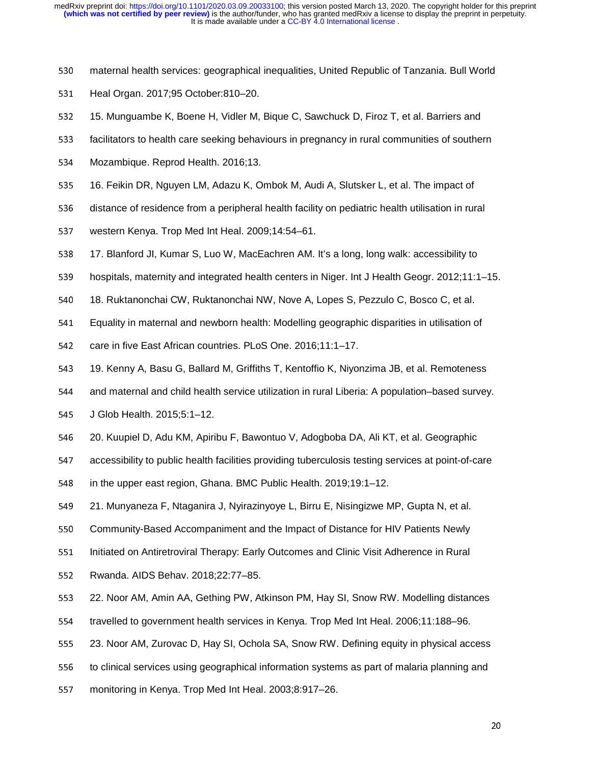maternal health services: geographical inequalities, United Republic of Tanzania. Bull World Heal Organ. 2017;95 October:810–20.

15. Munguambe K, Boene H, Vidler M, Bique C, Sawchuck D, Firoz T, et al. Barriers and facilitators to health care seeking behaviours in pregnancy in rural communities of southern Mozambique. Reprod Health. 2016;13.

16. Feikin DR, Nguyen LM, Adazu K, Ombok M, Audi A, Slutsker L, et al. The impact of distance of residence from a peripheral health facility on pediatric health utilisation in rural western Kenya. Trop Med Int Heal. 2009;14:54–61.

17. Blanford JI, Kumar S, Luo W, MacEachren AM. It's a long, long walk: accessibility to hospitals, maternity and integrated health centers in Niger. Int J Health Geogr. 2012;11:1–15.

18. Ruktanonchai CW, Ruktanonchai NW, Nove A, Lopes S, Pezzulo C, Bosco C, et al. Equality in maternal and newborn health: Modelling geographic disparities in utilisation of care in five East African countries. PLoS One. 2016;11:1–17.

19. Kenny A, Basu G, Ballard M, Griffiths T, Kentoffio K, Niyonzima JB, et al. Remoteness and maternal and child health service utilization in rural Liberia: A population–based survey. J Glob Health. 2015;5:1–12.

20. Kuupiel D, Adu KM, Apiribu F, Bawontuo V, Adogboba DA, Ali KT, et al. Geographic accessibility to public health facilities providing tuberculosis testing services at point-of-care in the upper east region, Ghana. BMC Public Health. 2019;19:1–12.

21. Munyaneza F, Ntaganira J, Nyirazinyoye L, Birru E, Nisingizwe MP, Gupta N, et al. Community-Based Accompaniment and the Impact of Distance for HIV Patients Newly Initiated on Antiretroviral Therapy: Early Outcomes and Clinic Visit Adherence in Rural Rwanda. AIDS Behav. 2018;22:77–85.

22. Noor AM, Amin AA, Gething PW, Atkinson PM, Hay SI, Snow RW. Modelling distances travelled to government health services in Kenya. Trop Med Int Heal. 2006;11:188–96.

23. Noor AM, Zurovac D, Hay SI, Ochola SA, Snow RW. Defining equity in physical access to clinical services using geographical information systems as part of malaria planning and monitoring in Kenya. Trop Med Int Heal. 2003;8:917–26.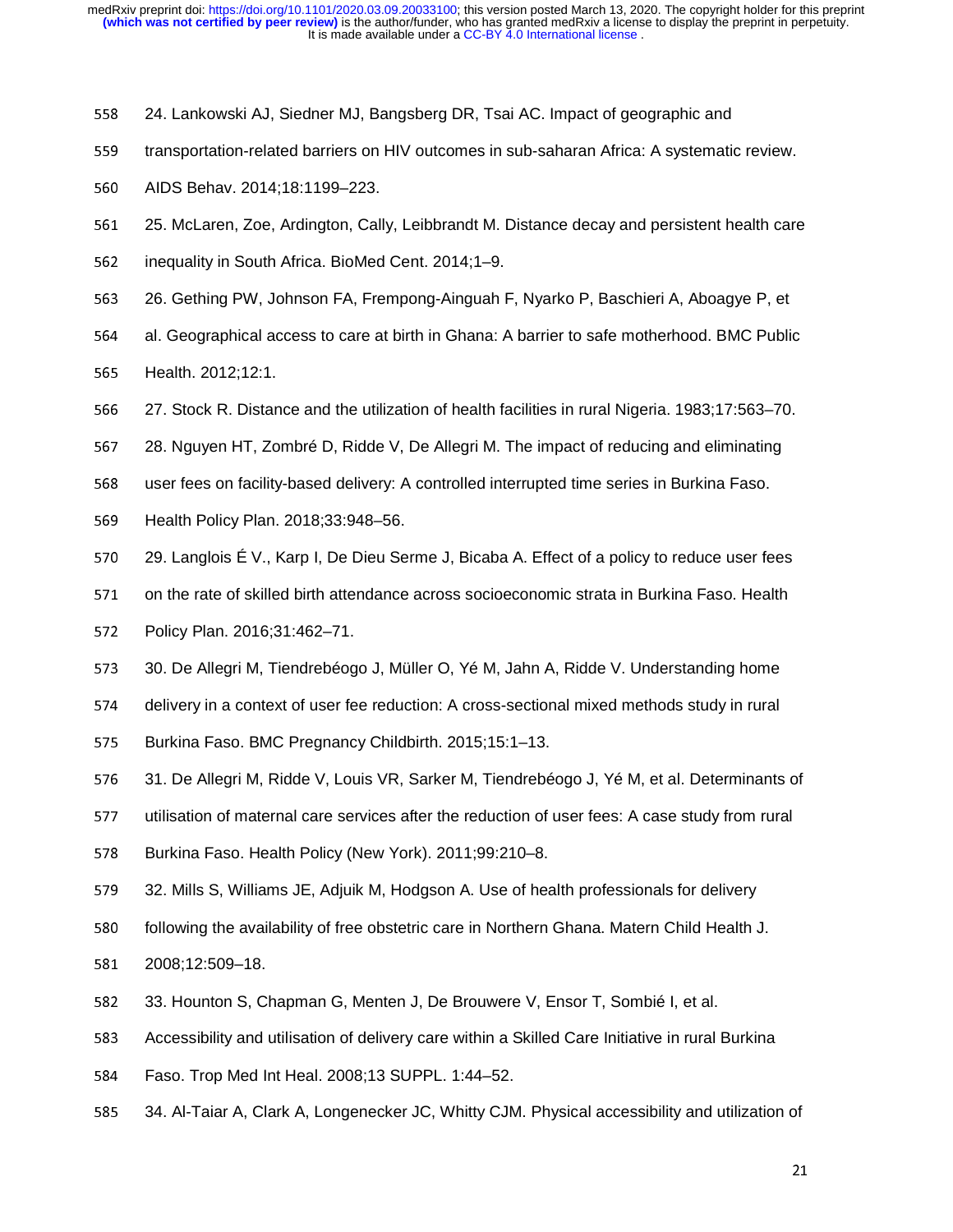24. Lankowski AJ, Siedner MJ, Bangsberg DR, Tsai AC. Impact of geographic and transportation-related barriers on HIV outcomes in sub-saharan Africa: A systematic review. AIDS Behav. 2014;18:1199–223.

25. McLaren, Zoe, Ardington, Cally, Leibbrandt M. Distance decay and persistent health care inequality in South Africa. BioMed Cent. 2014;1–9.

26. Gething PW, Johnson FA, Frempong-Ainguah F, Nyarko P, Baschieri A, Aboagye P, et al. Geographical access to care at birth in Ghana: A barrier to safe motherhood. BMC Public Health. 2012;12:1.

27. Stock R. Distance and the utilization of health facilities in rural Nigeria. 1983;17:563–70.

28. Nguyen HT, Zombré D, Ridde V, De Allegri M. The impact of reducing and eliminating user fees on facility-based delivery: A controlled interrupted time series in Burkina Faso. Health Policy Plan. 2018;33:948–56.

29. Langlois É V., Karp I, De Dieu Serme J, Bicaba A. Effect of a policy to reduce user fees on the rate of skilled birth attendance across socioeconomic strata in Burkina Faso. Health Policy Plan. 2016;31:462–71.

30. De Allegri M, Tiendrebéogo J, Müller O, Yé M, Jahn A, Ridde V. Understanding home delivery in a context of user fee reduction: A cross-sectional mixed methods study in rural Burkina Faso. BMC Pregnancy Childbirth. 2015;15:1–13.

31. De Allegri M, Ridde V, Louis VR, Sarker M, Tiendrebéogo J, Yé M, et al. Determinants of utilisation of maternal care services after the reduction of user fees: A case study from rural Burkina Faso. Health Policy (New York). 2011;99:210–8.

32. Mills S, Williams JE, Adjuik M, Hodgson A. Use of health professionals for delivery following the availability of free obstetric care in Northern Ghana. Matern Child Health J. 2008;12:509–18.

33. Hounton S, Chapman G, Menten J, De Brouwere V, Ensor T, Sombié I, et al. Accessibility and utilisation of delivery care within a Skilled Care Initiative in rural Burkina Faso. Trop Med Int Heal. 2008;13 SUPPL. 1:44–52.

34. Al-Taiar A, Clark A, Longenecker JC, Whitty CJM. Physical accessibility and utilization of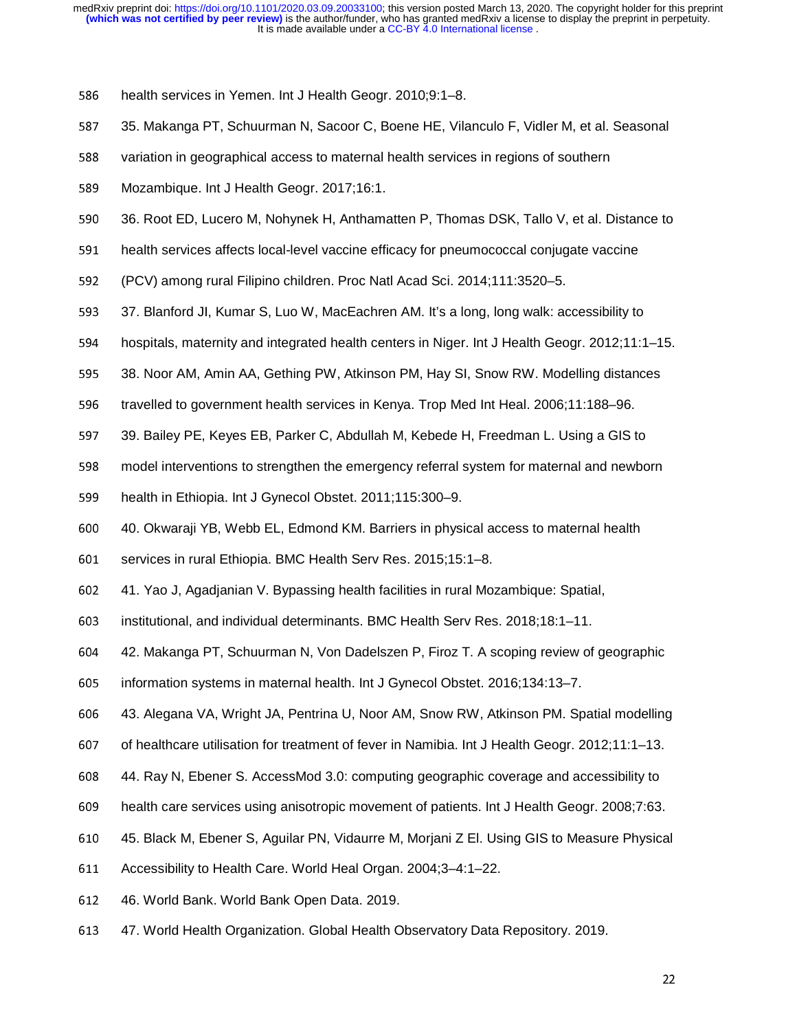health services in Yemen. Int J Health Geogr. 2010;9:1–8.

35. Makanga PT, Schuurman N, Sacoor C, Boene HE, Vilanculo F, Vidler M, et al. Seasonal variation in geographical access to maternal health services in regions of southern Mozambique. Int J Health Geogr. 2017;16:1.

36. Root ED, Lucero M, Nohynek H, Anthamatten P, Thomas DSK, Tallo V, et al. Distance to health services affects local-level vaccine efficacy for pneumococcal conjugate vaccine (PCV) among rural Filipino children. Proc Natl Acad Sci. 2014;111:3520–5.

37. Blanford JI, Kumar S, Luo W, MacEachren AM. It's a long, long walk: accessibility to hospitals, maternity and integrated health centers in Niger. Int J Health Geogr. 2012;11:1–15.

38. Noor AM, Amin AA, Gething PW, Atkinson PM, Hay SI, Snow RW. Modelling distances travelled to government health services in Kenya. Trop Med Int Heal. 2006;11:188–96.

39. Bailey PE, Keyes EB, Parker C, Abdullah M, Kebede H, Freedman L. Using a GIS to model interventions to strengthen the emergency referral system for maternal and newborn health in Ethiopia. Int J Gynecol Obstet. 2011;115:300–9.

40. Okwaraji YB, Webb EL, Edmond KM. Barriers in physical access to maternal health services in rural Ethiopia. BMC Health Serv Res. 2015;15:1–8.

41. Yao J, Agadjanian V. Bypassing health facilities in rural Mozambique: Spatial, institutional, and individual determinants. BMC Health Serv Res. 2018;18:1–11.

42. Makanga PT, Schuurman N, Von Dadelszen P, Firoz T. A scoping review of geographic information systems in maternal health. Int J Gynecol Obstet. 2016;134:13–7.

43. Alegana VA, Wright JA, Pentrina U, Noor AM, Snow RW, Atkinson PM. Spatial modelling of healthcare utilisation for treatment of fever in Namibia. Int J Health Geogr. 2012;11:1–13.

44. Ray N, Ebener S. AccessMod 3.0: computing geographic coverage and accessibility to health care services using anisotropic movement of patients. Int J Health Geogr. 2008;7:63.

45. Black M, Ebener S, Aguilar PN, Vidaurre M, Morjani Z El. Using GIS to Measure Physical Accessibility to Health Care. World Heal Organ. 2004;3–4:1–22.

46. World Bank. World Bank Open Data. 2019.

47. World Health Organization. Global Health Observatory Data Repository. 2019.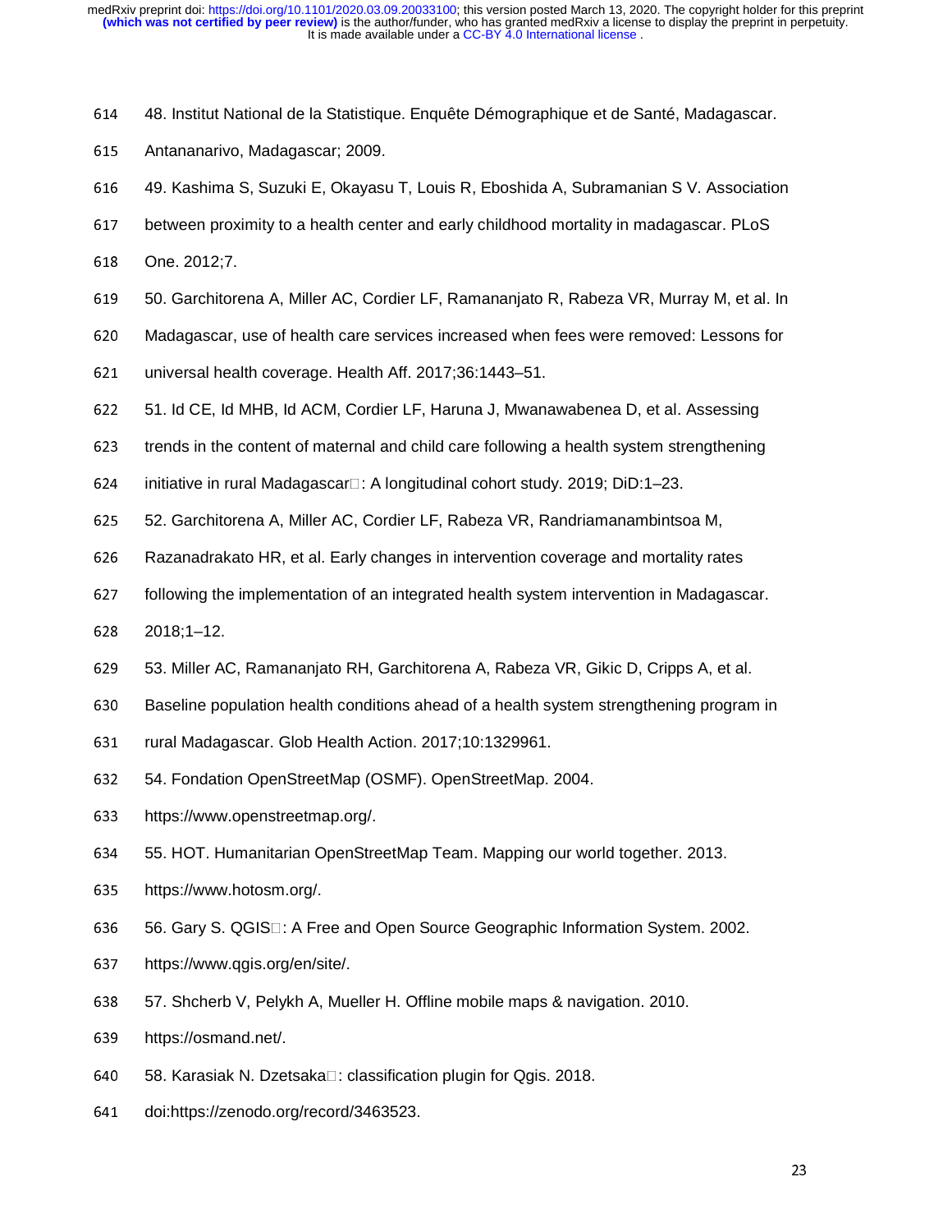48. Institut National de la Statistique. Enquête Démographique et de Santé, Madagascar. Antananarivo, Madagascar; 2009.

49. Kashima S, Suzuki E, Okayasu T, Louis R, Eboshida A, Subramanian S V. Association between proximity to a health center and early childhood mortality in madagascar. PLoS One. 2012;7.

50. Garchitorena A, Miller AC, Cordier LF, Ramananjato R, Rabeza VR, Murray M, et al. In Madagascar, use of health care services increased when fees were removed: Lessons for universal health coverage. Health Aff. 2017;36:1443–51.

51. Id CE, Id MHB, Id ACM, Cordier LF, Haruna J, Mwanawabenea D, et al. Assessing trends in the content of maternal and child care following a health system strengthening initiative in rural Madagascar□: A longitudinal cohort study. 2019; DiD:1–23.

52. Garchitorena A, Miller AC, Cordier LF, Rabeza VR, Randriamanambintsoa M, Razanadrakato HR, et al. Early changes in intervention coverage and mortality rates following the implementation of an integrated health system intervention in Madagascar. 2018;1–12.

53. Miller AC, Ramananjato RH, Garchitorena A, Rabeza VR, Gikic D, Cripps A, et al. Baseline population health conditions ahead of a health system strengthening program in rural Madagascar. Glob Health Action. 2017;10:1329961.

54. Fondation OpenStreetMap (OSMF). OpenStreetMap. 2004. https://www.openstreetmap.org/.

55. HOT. Humanitarian OpenStreetMap Team. Mapping our world together. 2013. https://www.hotosm.org/.

56. Gary S. QGIS□: A Free and Open Source Geographic Information System. 2002. https://www.qgis.org/en/site/.

57. Shcherb V, Pelykh A, Mueller H. Offline mobile maps & navigation. 2010. https://osmand.net/.

58. Karasiak N. Dzetsaka□: classification plugin for Qgis. 2018. doi:https://zenodo.org/record/3463523.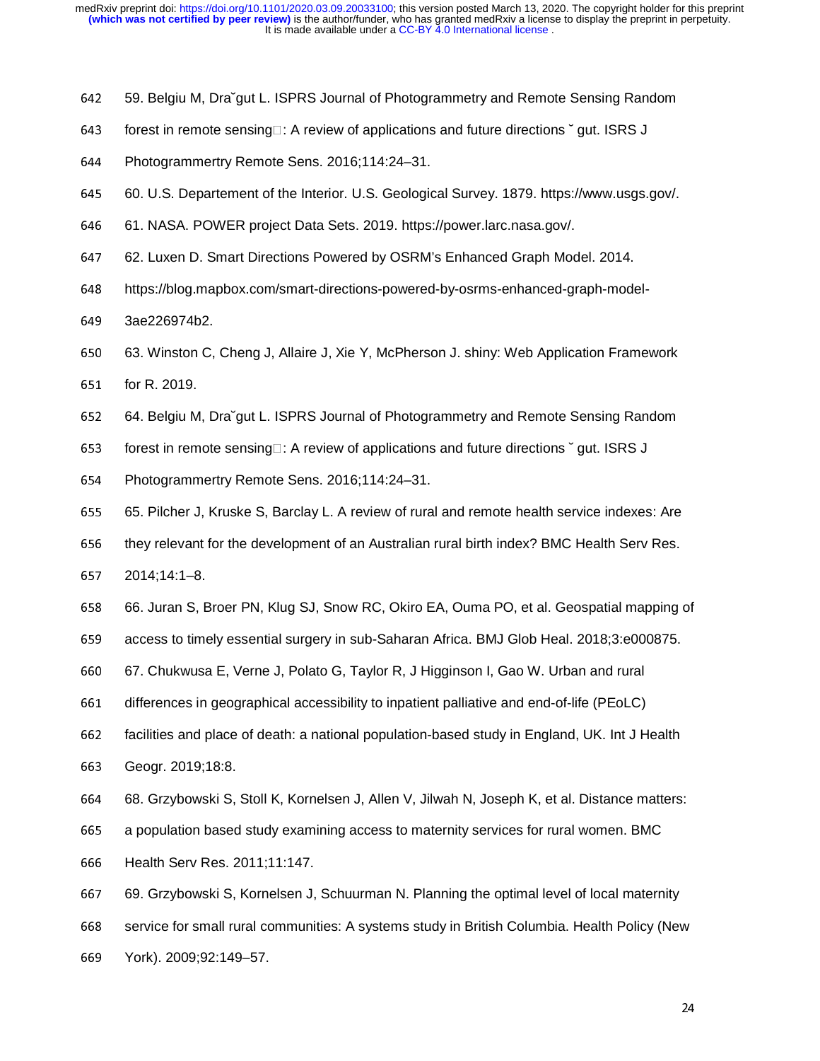59. Belgiu M, Dra˘gut L. ISPRS Journal of Photogrammetry and Remote Sensing Random forest in remote sensing□: A review of applications and future directions ˘ gut. ISRS J Photogrammertry Remote Sens. 2016;114:24–31.

60. U.S. Departement of the Interior. U.S. Geological Survey. 1879. https://www.usgs.gov/.

61. NASA. POWER project Data Sets. 2019. https://power.larc.nasa.gov/.

62. Luxen D. Smart Directions Powered by OSRM's Enhanced Graph Model. 2014. https://blog.mapbox.com/smart-directions-powered-by-osrms-enhanced-graph-model-3ae226974b2.

63. Winston C, Cheng J, Allaire J, Xie Y, McPherson J. shiny: Web Application Framework for R. 2019.

64. Belgiu M, Dra˘gut L. ISPRS Journal of Photogrammetry and Remote Sensing Random forest in remote sensing□: A review of applications and future directions ˘ gut. ISRS J Photogrammertry Remote Sens. 2016;114:24–31.

65. Pilcher J, Kruske S, Barclay L. A review of rural and remote health service indexes: Are they relevant for the development of an Australian rural birth index? BMC Health Serv Res. 2014;14:1–8.

66. Juran S, Broer PN, Klug SJ, Snow RC, Okiro EA, Ouma PO, et al. Geospatial mapping of access to timely essential surgery in sub-Saharan Africa. BMJ Glob Heal. 2018;3:e000875.

67. Chukwusa E, Verne J, Polato G, Taylor R, J Higginson I, Gao W. Urban and rural differences in geographical accessibility to inpatient palliative and end-of-life (PEoLC) facilities and place of death: a national population-based study in England, UK. Int J Health Geogr. 2019;18:8.

68. Grzybowski S, Stoll K, Kornelsen J, Allen V, Jilwah N, Joseph K, et al. Distance matters: a population based study examining access to maternity services for rural women. BMC Health Serv Res. 2011;11:147.

69. Grzybowski S, Kornelsen J, Schuurman N. Planning the optimal level of local maternity service for small rural communities: A systems study in British Columbia. Health Policy (New York). 2009;92:149–57.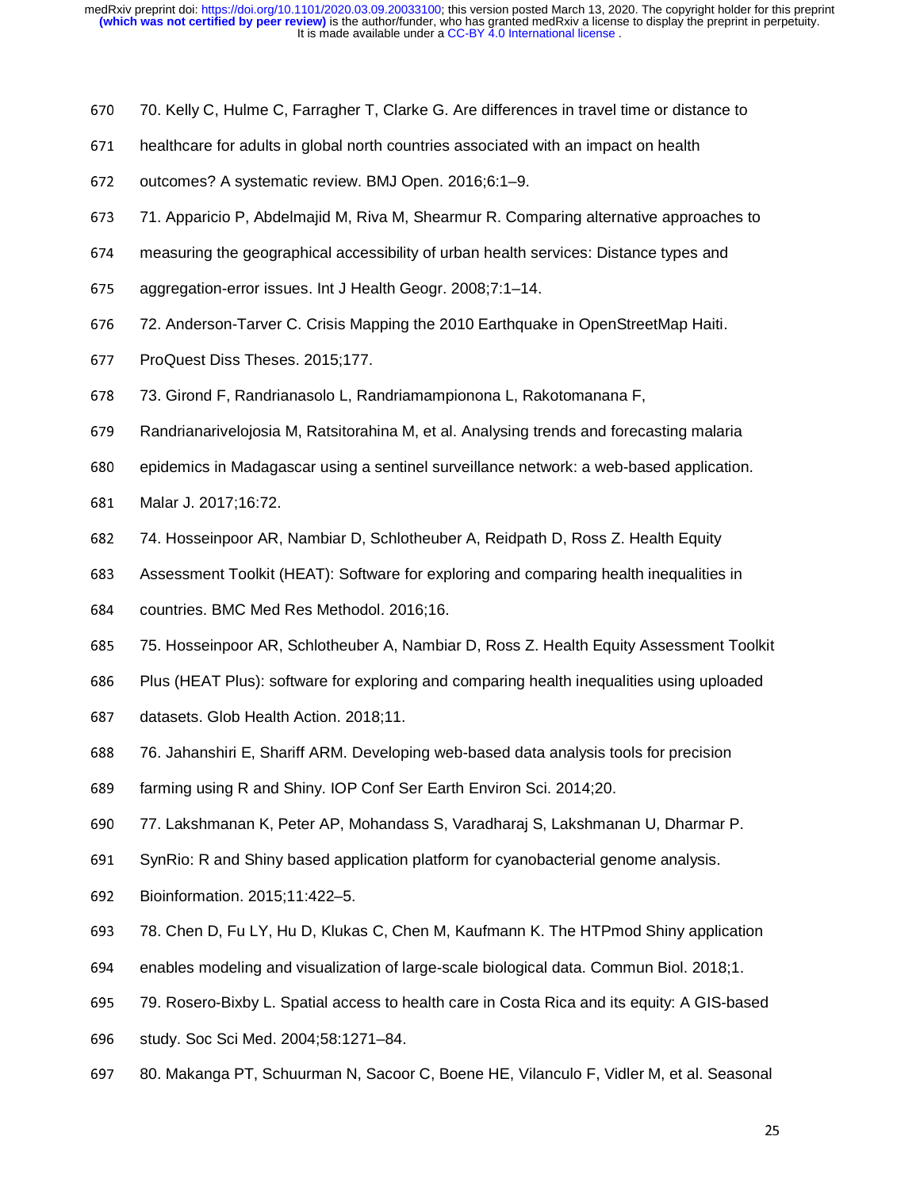70. Kelly C, Hulme C, Farragher T, Clarke G. Are differences in travel time or distance to healthcare for adults in global north countries associated with an impact on health outcomes? A systematic review. BMJ Open. 2016;6:1–9.

71. Apparicio P, Abdelmajid M, Riva M, Shearmur R. Comparing alternative approaches to measuring the geographical accessibility of urban health services: Distance types and aggregation-error issues. Int J Health Geogr. 2008;7:1–14.

72. Anderson-Tarver C. Crisis Mapping the 2010 Earthquake in OpenStreetMap Haiti. ProQuest Diss Theses. 2015;177.

73. Girond F, Randrianasolo L, Randriamampionona L, Rakotomanana F, Randrianarivelojosia M, Ratsitorahina M, et al. Analysing trends and forecasting malaria epidemics in Madagascar using a sentinel surveillance network: a web-based application. Malar J. 2017;16:72.

74. Hosseinpoor AR, Nambiar D, Schlotheuber A, Reidpath D, Ross Z. Health Equity Assessment Toolkit (HEAT): Software for exploring and comparing health inequalities in countries. BMC Med Res Methodol. 2016;16.

75. Hosseinpoor AR, Schlotheuber A, Nambiar D, Ross Z. Health Equity Assessment Toolkit Plus (HEAT Plus): software for exploring and comparing health inequalities using uploaded datasets. Glob Health Action. 2018;11.

76. Jahanshiri E, Shariff ARM. Developing web-based data analysis tools for precision farming using R and Shiny. IOP Conf Ser Earth Environ Sci. 2014;20.

77. Lakshmanan K, Peter AP, Mohandass S, Varadharaj S, Lakshmanan U, Dharmar P. SynRio: R and Shiny based application platform for cyanobacterial genome analysis. Bioinformation. 2015;11:422–5.

78. Chen D, Fu LY, Hu D, Klukas C, Chen M, Kaufmann K. The HTPmod Shiny application enables modeling and visualization of large-scale biological data. Commun Biol. 2018;1.

79. Rosero-Bixby L. Spatial access to health care in Costa Rica and its equity: A GIS-based study. Soc Sci Med. 2004;58:1271–84.

80. Makanga PT, Schuurman N, Sacoor C, Boene HE, Vilanculo F, Vidler M, et al. Seasonal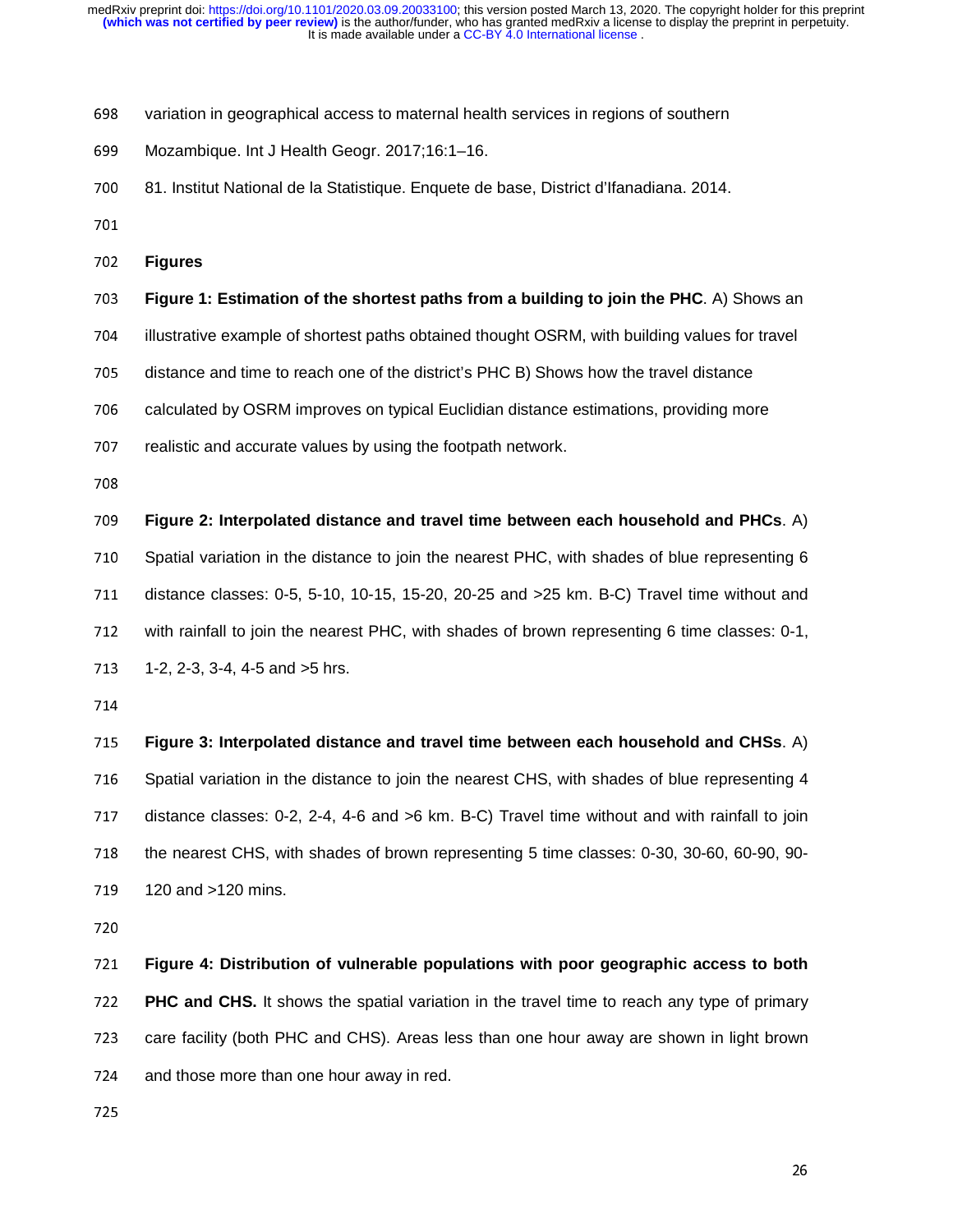variation in geographical access to maternal health services in regions of southern Mozambique. Int J Health Geogr. 2017;16:1–16.

81. Institut National de la Statistique. Enquete de base, District d'Ifanadiana. 2014.

## Figures

**Figure 1: Estimation of the shortest paths from a building to join the PHC**. A) Shows an illustrative example of shortest paths obtained thought OSRM, with building values for travel distance and time to reach one of the district's PHC B) Shows how the travel distance calculated by OSRM improves on typical Euclidian distance estimations, providing more realistic and accurate values by using the footpath network.

**Figure 2: Interpolated distance and travel time between each household and PHCs**. A) Spatial variation in the distance to join the nearest PHC, with shades of blue representing 6 distance classes: 0-5, 5-10, 10-15, 15-20, 20-25 and >25 km. B-C) Travel time without and with rainfall to join the nearest PHC, with shades of brown representing 6 time classes: 0-1, 1-2, 2-3, 3-4, 4-5 and >5 hrs.

**Figure 3: Interpolated distance and travel time between each household and CHSs**. A) Spatial variation in the distance to join the nearest CHS, with shades of blue representing 4 distance classes: 0-2, 2-4, 4-6 and >6 km. B-C) Travel time without and with rainfall to join the nearest CHS, with shades of brown representing 5 time classes: 0-30, 30-60, 60-90, 90-120 and >120 mins.

**Figure 4: Distribution of vulnerable populations with poor geographic access to both PHC and CHS.** It shows the spatial variation in the travel time to reach any type of primary care facility (both PHC and CHS). Areas less than one hour away are shown in light brown and those more than one hour away in red.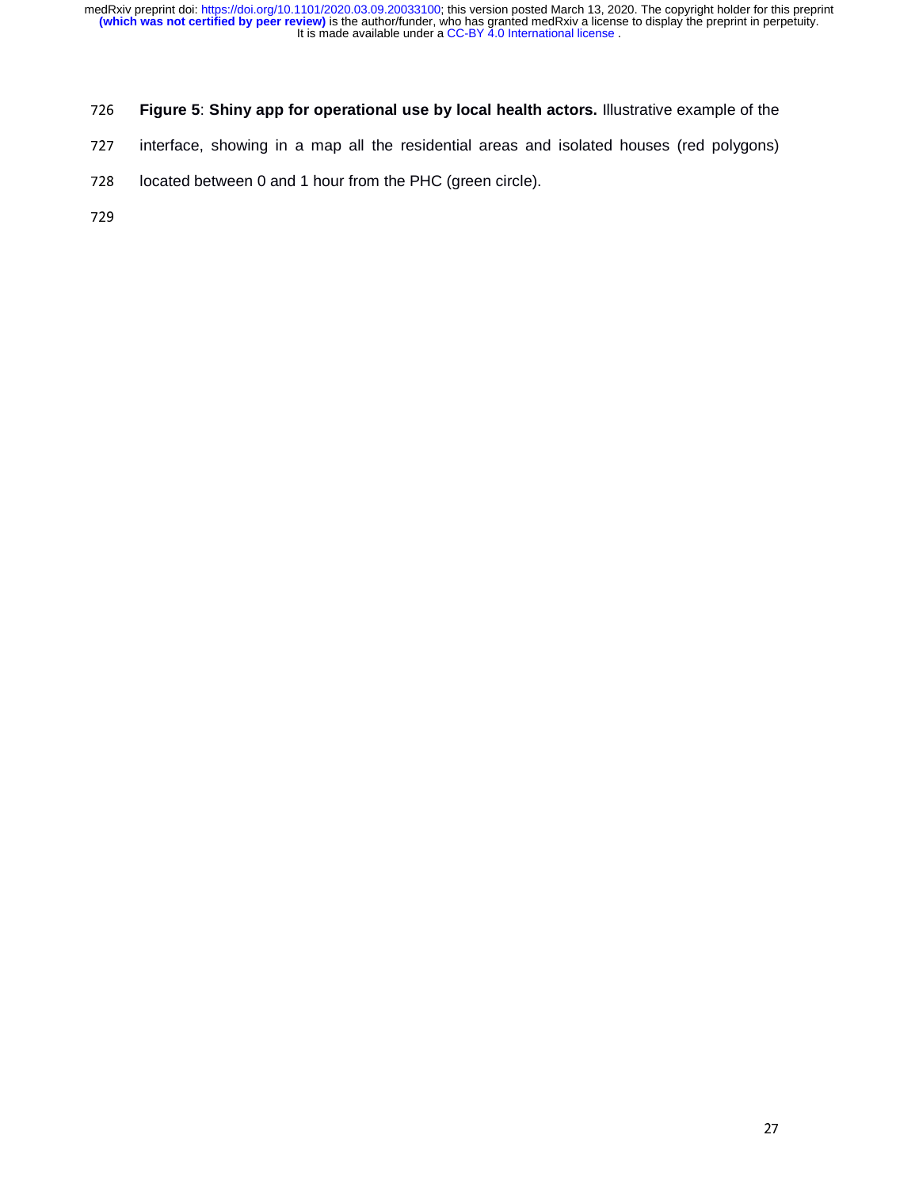**Figure 5**: **Shiny app for operational use by local health actors.** Illustrative example of the interface, showing in a map all the residential areas and isolated houses (red polygons) located between 0 and 1 hour from the PHC (green circle).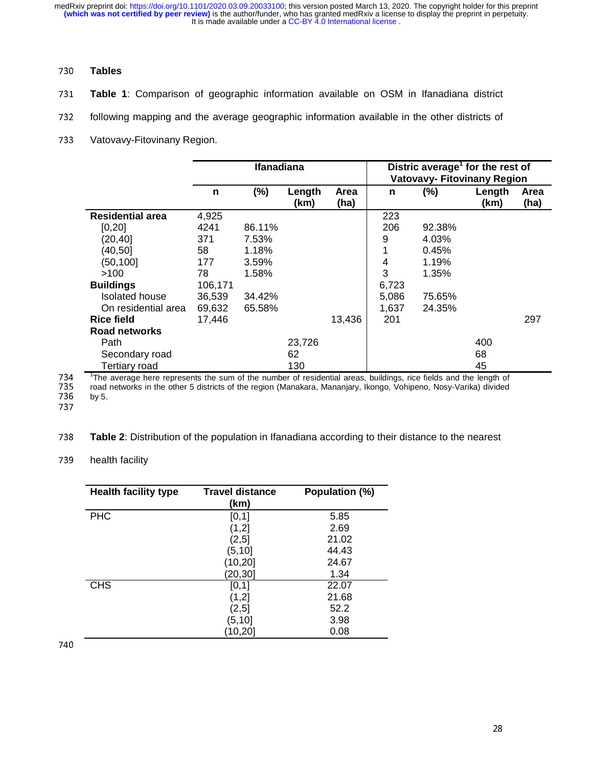# Tables

**Table 1**: Comparison of geographic information available on OSM in Ifanadiana district following mapping and the average geographic information available in the other districts of Vatovavy-Fitovinany Region.

| | Ifanadiana | | | | Distric average[1] for the rest of Vatovavy- Fitovinany Region | | | |
|---|---|---|---|---|---|---|---|---|
| | n | (%) | Length (km) | Area (ha) | n | (%) | Length (km) | Area (ha) |
| **Residential area** | 4,925 | | | | 223 | | | |
| [0,20] | 4241 | 86.11% | | | 206 | 92.38% | | |
| (20,40] | 371 | 7.53% | | | 9 | 4.03% | | |
| (40,50] | 58 | 1.18% | | | 1 | 0.45% | | |
| (50,100] | 177 | 3.59% | | | 4 | 1.19% | | |
| >100 | 78 | 1.58% | | | 3 | 1.35% | | |
| **Buildings** | 106,171 | | | | 6,723 | | | |
| Isolated house | 36,539 | 34.42% | | | 5,086 | 75.65% | | |
| On residential area | 69,632 | 65.58% | | | 1,637 | 24.35% | | |
| **Rice field** | 17,446 | | | 13,436 | 201 | | | 297 |
| **Road networks** | | | | | | | | |
| Path | | | 23,726 | | | | 400 | |
| Secondary road | | | 62 | | | | 68 | |
| Tertiary road | | | 130 | | | | 45 | |

[1]The average here represents the sum of the number of residential areas, buildings, rice fields and the length of road networks in the other 5 districts of the region (Manakara, Mananjary, Ikongo, Vohipeno, Nosy-Varika) divided by 5.

**Table 2**: Distribution of the population in Ifanadiana according to their distance to the nearest health facility

| Health facility type | Travel distance (km) | Population (%) |
|---|---|---|
| PHC | [0,1] | 5.85 |
| | (1,2] | 2.69 |
| | (2,5] | 21.02 |
| | (5,10] | 44.43 |
| | (10,20] | 24.67 |
| | (20,30] | 1.34 |
| CHS | [0,1] | 22.07 |
| | (1,2] | 21.68 |
| | (2,5] | 52.2 |
| | (5,10] | 3.98 |
| | (10,20] | 0.08 |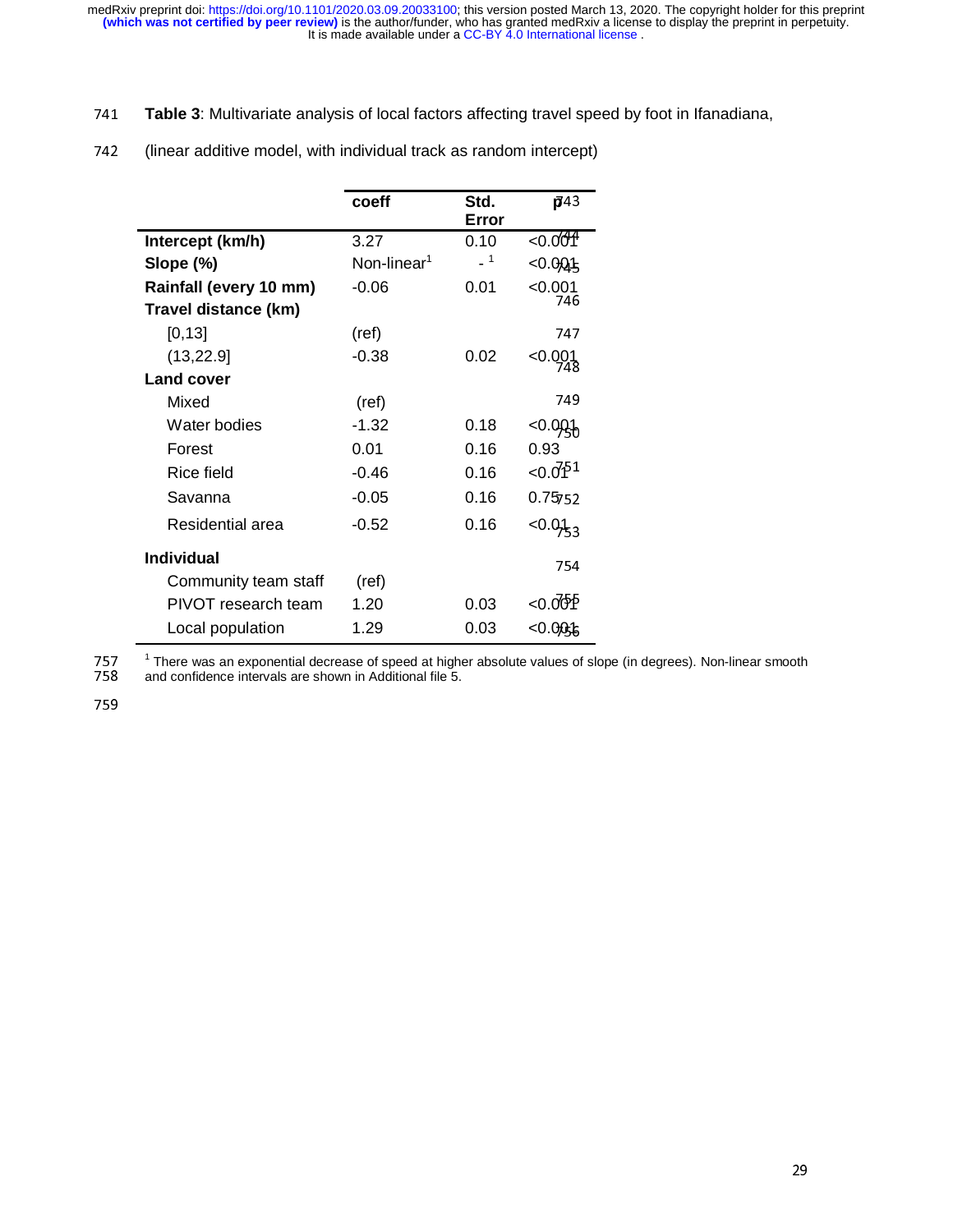**Table 3**: Multivariate analysis of local factors affecting travel speed by foot in Ifanadiana, (linear additive model, with individual track as random intercept)

| | coeff | Std. Error | p |
|---|---|---|---|
| **Intercept (km/h)** | 3.27 | 0.10 | <0.001 |
| **Slope (%)** | Non-linear[1] | - [1] | <0.001 |
| **Rainfall (every 10 mm)** | -0.06 | 0.01 | <0.001 |
| **Travel distance (km)** | | | |
| [0,13] | (ref) | | |
| (13,22.9] | -0.38 | 0.02 | <0.001 |
| **Land cover** | | | |
| Mixed | (ref) | | |
| Water bodies | -1.32 | 0.18 | <0.001 |
| Forest | 0.01 | 0.16 | 0.93 |
| Rice field | -0.46 | 0.16 | <0.01 |
| Savanna | -0.05 | 0.16 | 0.75 |
| Residential area | -0.52 | 0.16 | <0.01 |
| **Individual** | | | |
| Community team staff | (ref) | | |
| PIVOT research team | 1.20 | 0.03 | <0.001 |
| Local population | 1.29 | 0.03 | <0.001 |

[1] There was an exponential decrease of speed at higher absolute values of slope (in degrees). Non-linear smooth and confidence intervals are shown in Additional file 5.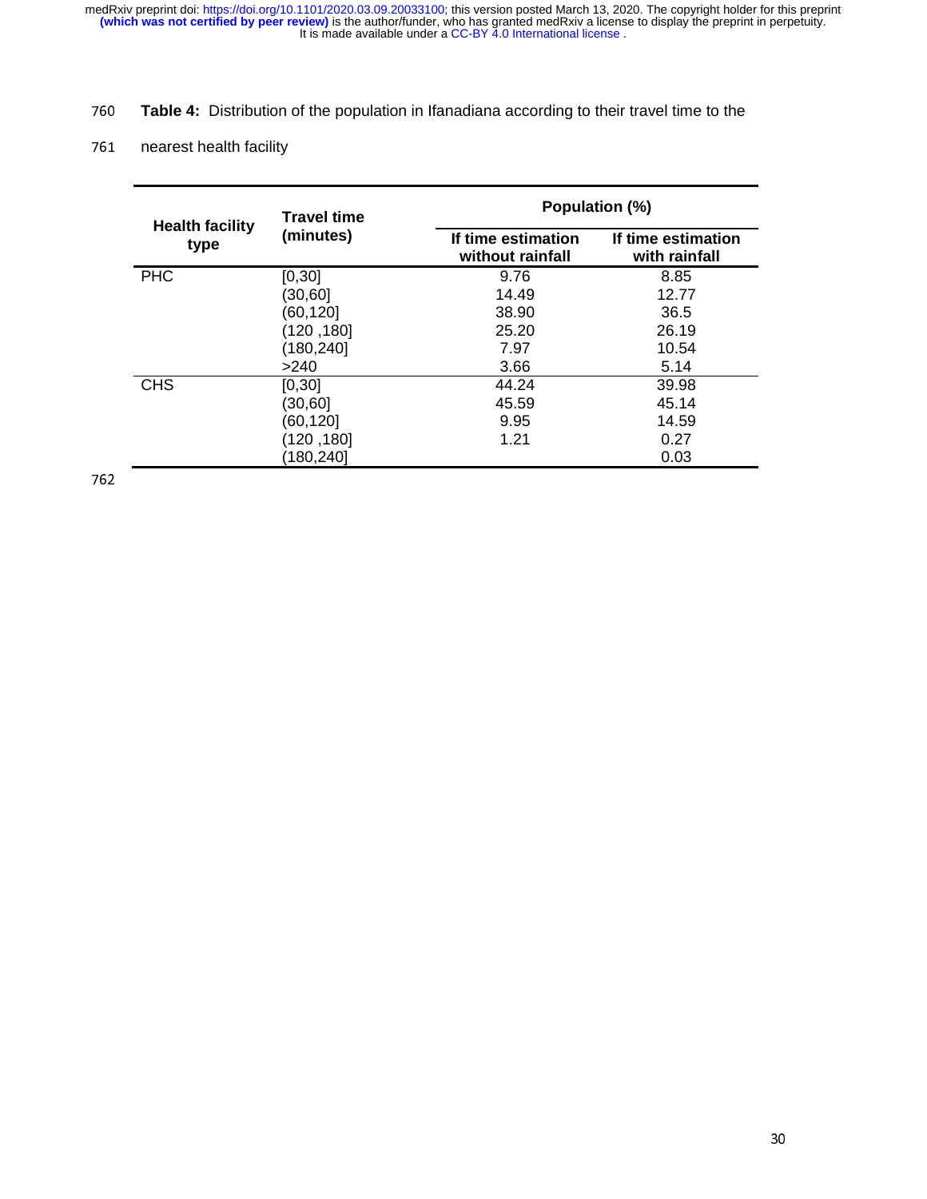**Table 4:** Distribution of the population in Ifanadiana according to their travel time to the nearest health facility

| Health facility type | Travel time (minutes) | Population (%) | |
|---|---|---|---|
| | | If time estimation without rainfall | If time estimation with rainfall |
| PHC | [0,30] | 9.76 | 8.85 |
| | (30,60] | 14.49 | 12.77 |
| | (60,120] | 38.90 | 36.5 |
| | (120 ,180] | 25.20 | 26.19 |
| | (180,240] | 7.97 | 10.54 |
| | >240 | 3.66 | 5.14 |
| CHS | [0,30] | 44.24 | 39.98 |
| | (30,60] | 45.59 | 45.14 |
| | (60,120] | 9.95 | 14.59 |
| | (120 ,180] | 1.21 | 0.27 |
| | (180,240] | | 0.03 |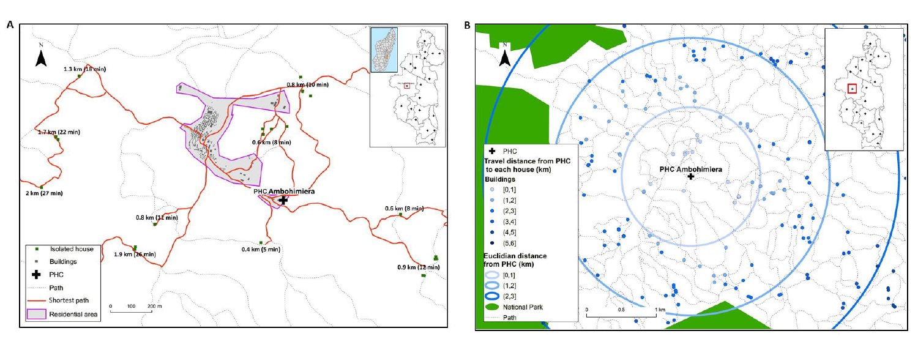**A**

N

1.3 km (18 min)

1.7 km (22 min)

2 km (27 min)

0.8 km (10 min)

0.6 km (8 min)

PHC Ambohimiera

0.8 km (11 min)

1.9 km (26 min)

0.4 km (5 min)

0.6 km (8 min)

0.9 km (12 min)

- Isolated house
- Buildings
- PHC
- Path
- Shortest path
- Residential area

0 100 200 m

**B**

N

PHC Ambohimiera

- PHC

**Travel distance from PHC to each house (km)**

**Buildings**

- [0,1]
- (1,2]
- (2,3]
- (3,4]
- (4,5]
- (5,6]

**Euclidian distance from PHC (km)**

- [0,1]
- (1,2]
- (2,3]

- National Park
- Path

0 0.5 1 km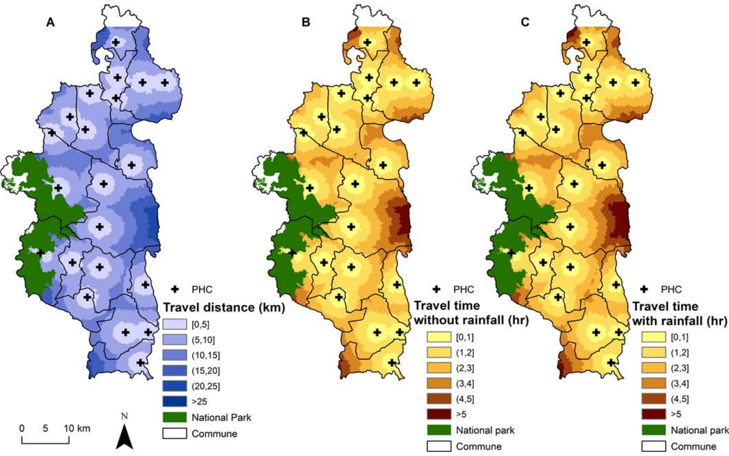A

B

C

PHC

**Travel distance (km)**

- [0,5]
- (5,10]
- (10,15]
- (15,20]
- (20,25]
- >25
- National Park
- Commune

**Travel time without rainfall (hr)**

- [0,1]
- (1,2]
- (2,3]
- (3,4]
- (4,5]
- >5
- National park
- Commune

**Travel time with rainfall (hr)**

- [0,1]
- (1,2]
- (2,3]
- (3,4]
- (4,5]
- >5
- National park
- Commune

0 5 10 km

N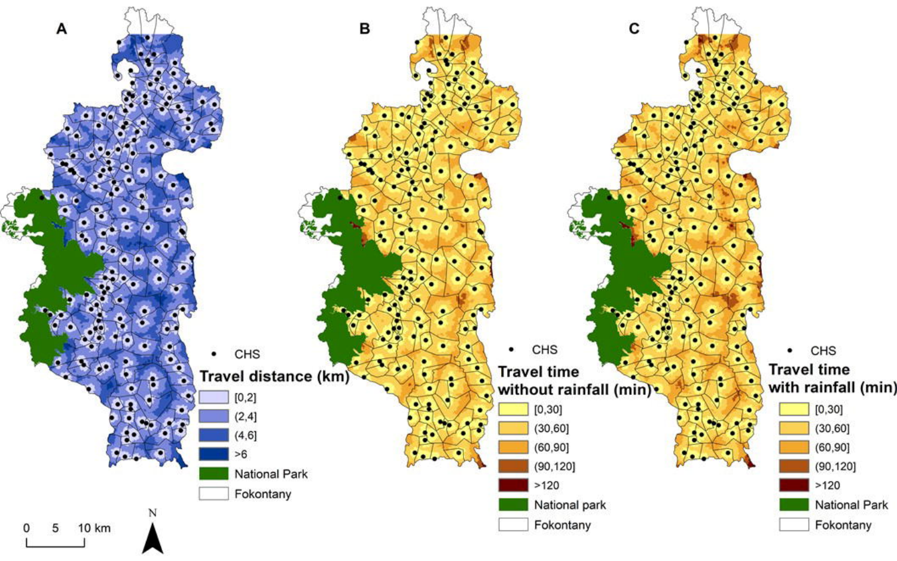A

B

C

• CHS

**Travel distance (km)**

- [0,2]
- (2,4]
- (4,6]
- >6
- National Park
- Fokontany

• CHS

**Travel time without rainfall (min)**

- [0,30]
- (30,60]
- (60,90]
- (90,120]
- >120
- National park
- Fokontany

• CHS

**Travel time with rainfall (min)**

- [0,30]
- (30,60]
- (60,90]
- (90,120]
- >120
- National Park
- Fokontany

0 5 10 km

N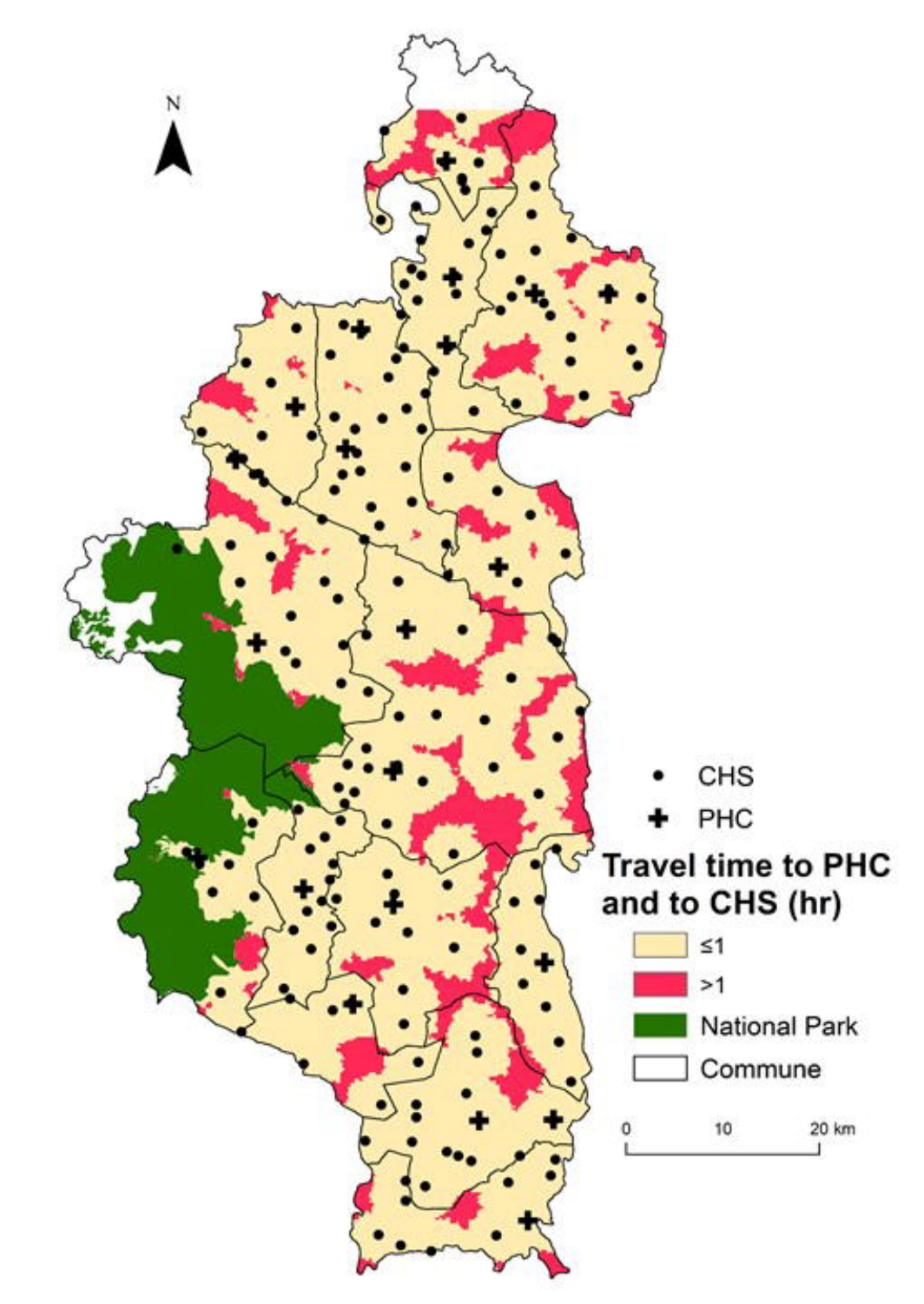N

CHS

PHC

**Travel time to PHC and to CHS (hr)**

≤1

>1

National Park

Commune

0 10 20 km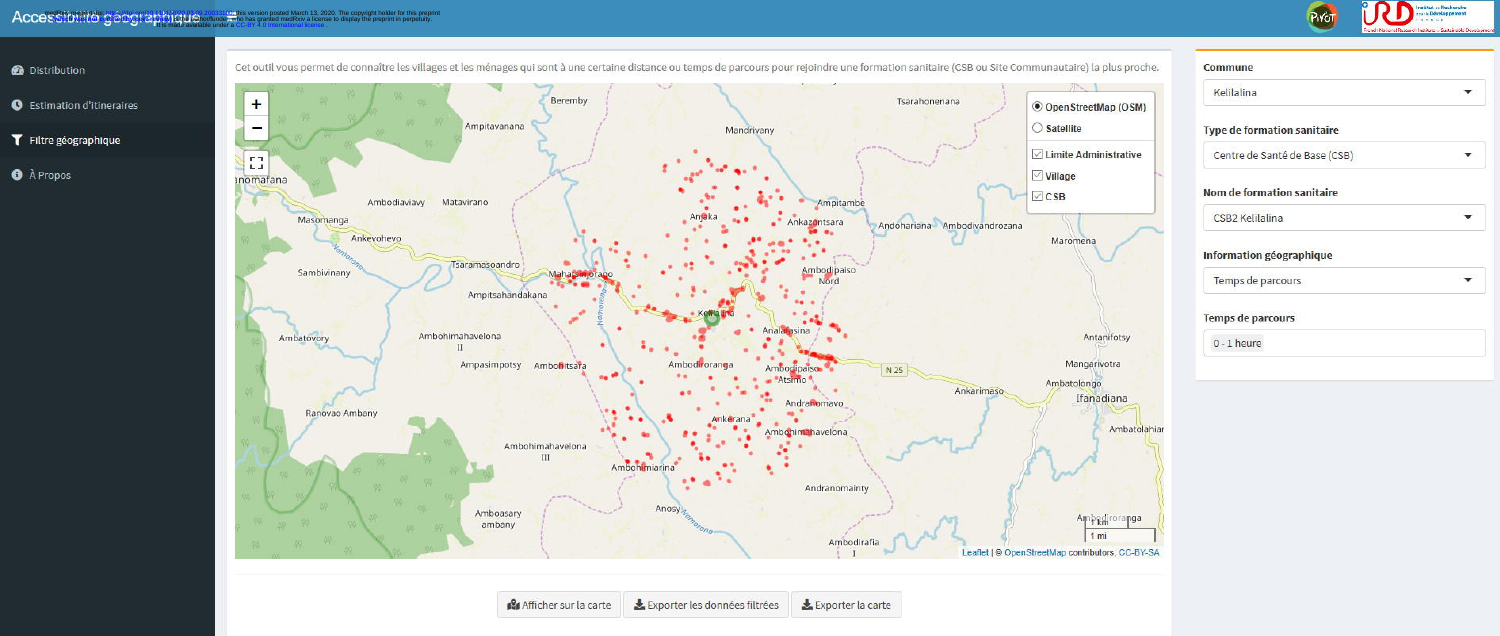Accessibilité géographique

- Distribution
- Estimation d'itinéraires
- Filtre géographique
- À Propos

Cet outil vous permet de connaître les villages et les ménages qui sont à une certaine distance ou temps de parcours pour rejoindre une formation sanitaire (CSB ou Site Communautaire) la plus proche.

OpenStreetMap (OSM)
Satellite
Limite Administrative
Village
CSB

Leaflet | © OpenStreetMap contributors, CC-BY-SA

Afficher sur la carte | Exporter les données filtrées | Exporter la carte

**Commune**
Kelilalina

**Type de formation sanitaire**
Centre de Santé de Base (CSB)

**Nom de formation sanitaire**
CSB2 Kelilalina

**Information géographique**
Temps de parcours

**Temps de parcours**
0 - 1 heure